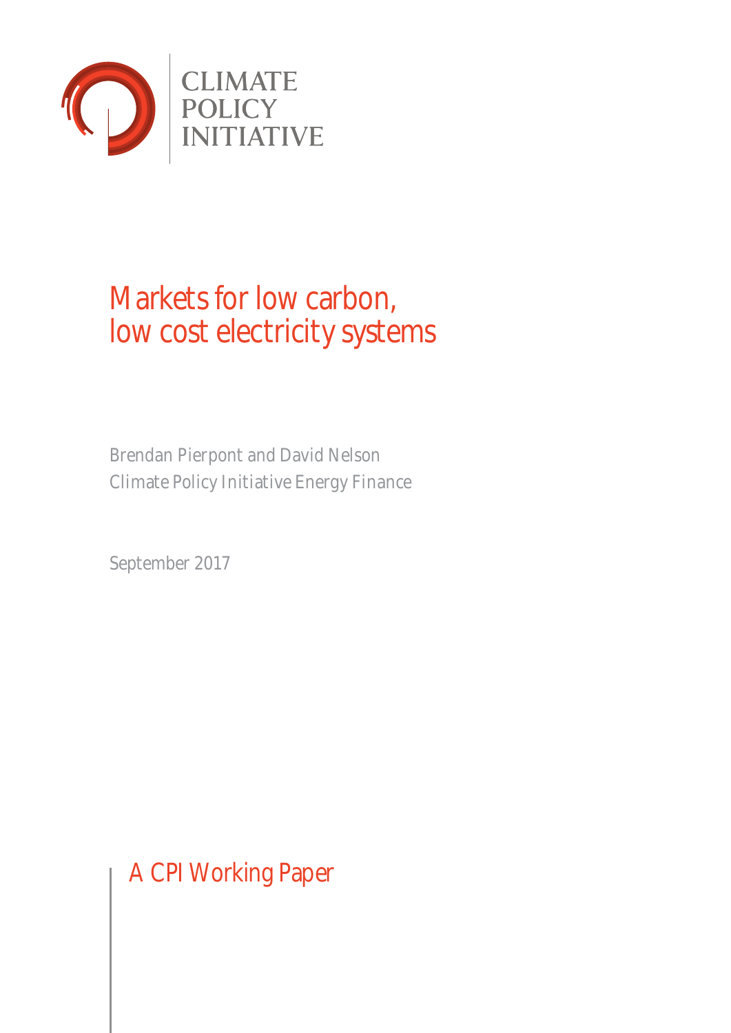CLIMATE POLICY INITIATIVE

# Markets for low carbon, low cost electricity systems

Brendan Pierpont and David Nelson
Climate Policy Initiative Energy Finance

September 2017

A CPI Working Paper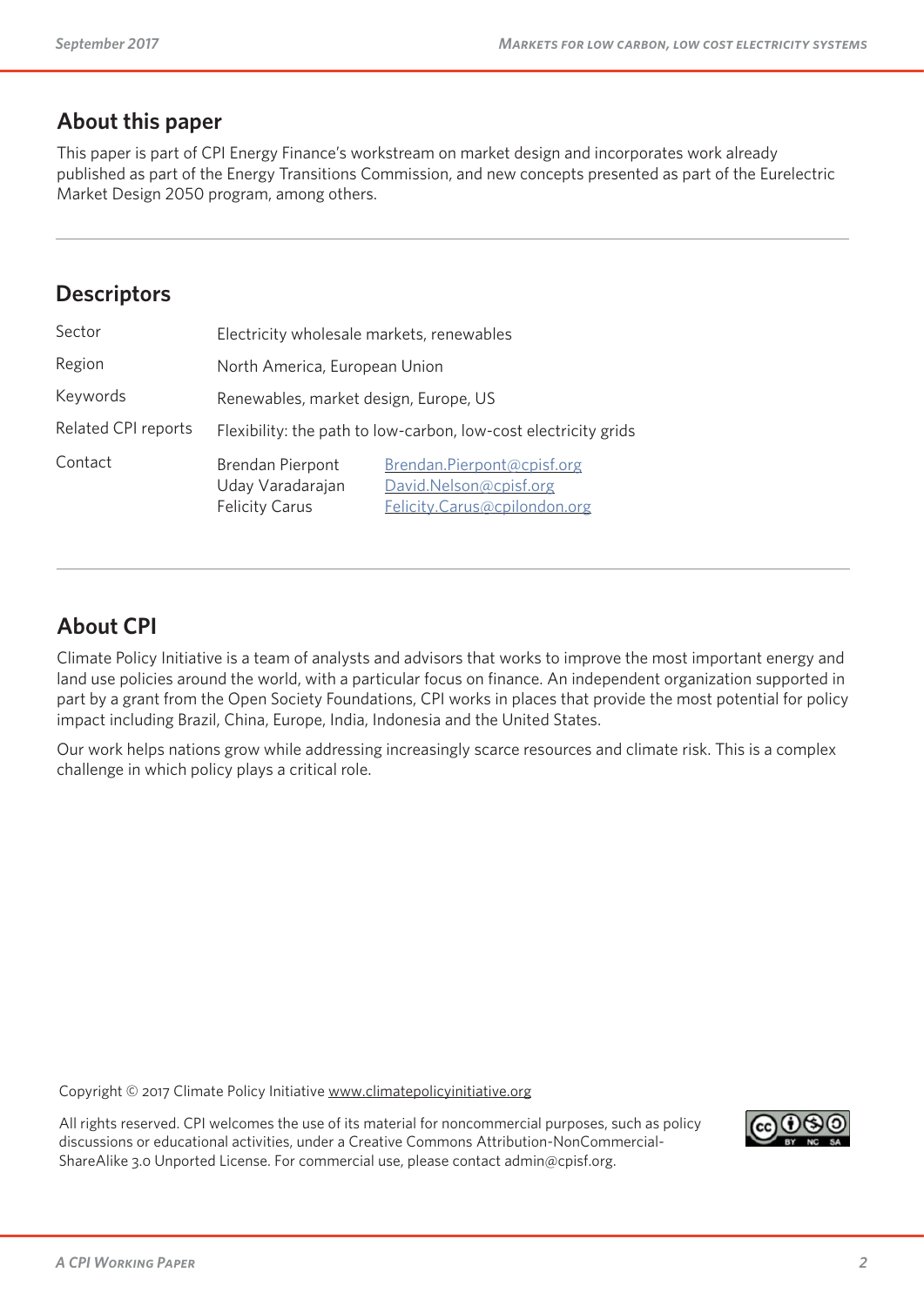## About this paper

This paper is part of CPI Energy Finance's workstream on market design and incorporates work already published as part of the Energy Transitions Commission, and new concepts presented as part of the Eurelectric Market Design 2050 program, among others.

## Descriptors

| | | |
|---|---|---|
| Sector | Electricity wholesale markets, renewables | |
| Region | North America, European Union | |
| Keywords | Renewables, market design, Europe, US | |
| Related CPI reports | Flexibility: the path to low-carbon, low-cost electricity grids | |
| Contact | Brendan Pierpont | Brendan.Pierpont@cpisf.org |
| | Uday Varadarajan | David.Nelson@cpisf.org |
| | Felicity Carus | Felicity.Carus@cpilondon.org |

## About CPI

Climate Policy Initiative is a team of analysts and advisors that works to improve the most important energy and land use policies around the world, with a particular focus on finance. An independent organization supported in part by a grant from the Open Society Foundations, CPI works in places that provide the most potential for policy impact including Brazil, China, Europe, India, Indonesia and the United States.

Our work helps nations grow while addressing increasingly scarce resources and climate risk. This is a complex challenge in which policy plays a critical role.

Copyright © 2017 Climate Policy Initiative www.climatepolicyinitiative.org

All rights reserved. CPI welcomes the use of its material for noncommercial purposes, such as policy discussions or educational activities, under a Creative Commons Attribution-NonCommercial-ShareAlike 3.0 Unported License. For commercial use, please contact admin@cpisf.org.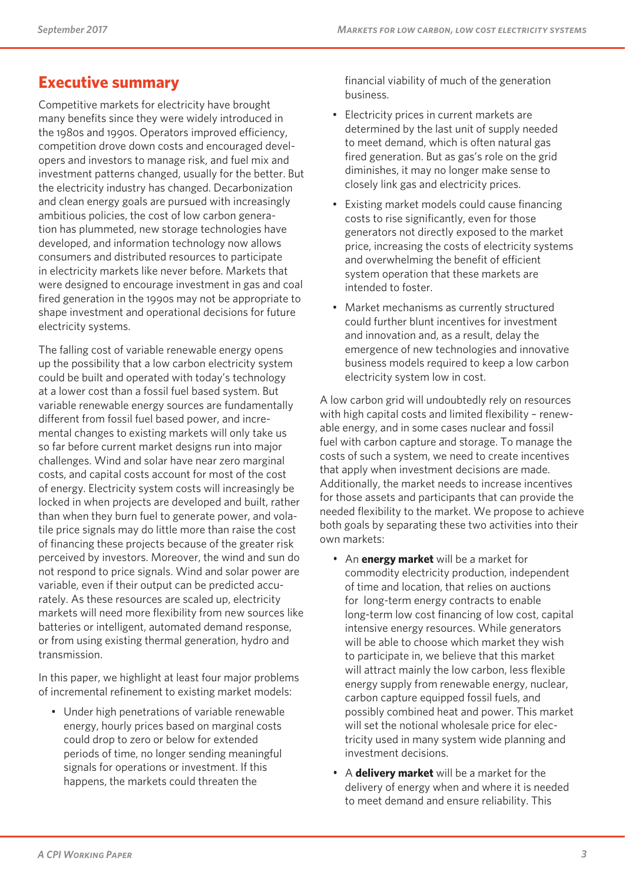## Executive summary

Competitive markets for electricity have brought many benefits since they were widely introduced in the 1980s and 1990s. Operators improved efficiency, competition drove down costs and encouraged developers and investors to manage risk, and fuel mix and investment patterns changed, usually for the better. But the electricity industry has changed. Decarbonization and clean energy goals are pursued with increasingly ambitious policies, the cost of low carbon generation has plummeted, new storage technologies have developed, and information technology now allows consumers and distributed resources to participate in electricity markets like never before. Markets that were designed to encourage investment in gas and coal fired generation in the 1990s may not be appropriate to shape investment and operational decisions for future electricity systems.

The falling cost of variable renewable energy opens up the possibility that a low carbon electricity system could be built and operated with today's technology at a lower cost than a fossil fuel based system. But variable renewable energy sources are fundamentally different from fossil fuel based power, and incremental changes to existing markets will only take us so far before current market designs run into major challenges. Wind and solar have near zero marginal costs, and capital costs account for most of the cost of energy. Electricity system costs will increasingly be locked in when projects are developed and built, rather than when they burn fuel to generate power, and volatile price signals may do little more than raise the cost of financing these projects because of the greater risk perceived by investors. Moreover, the wind and sun do not respond to price signals. Wind and solar power are variable, even if their output can be predicted accurately. As these resources are scaled up, electricity markets will need more flexibility from new sources like batteries or intelligent, automated demand response, or from using existing thermal generation, hydro and transmission.

In this paper, we highlight at least four major problems of incremental refinement to existing market models:

- Under high penetrations of variable renewable energy, hourly prices based on marginal costs could drop to zero or below for extended periods of time, no longer sending meaningful signals for operations or investment. If this happens, the markets could threaten the financial viability of much of the generation business.
- Electricity prices in current markets are determined by the last unit of supply needed to meet demand, which is often natural gas fired generation. But as gas's role on the grid diminishes, it may no longer make sense to closely link gas and electricity prices.
- Existing market models could cause financing costs to rise significantly, even for those generators not directly exposed to the market price, increasing the costs of electricity systems and overwhelming the benefit of efficient system operation that these markets are intended to foster.
- Market mechanisms as currently structured could further blunt incentives for investment and innovation and, as a result, delay the emergence of new technologies and innovative business models required to keep a low carbon electricity system low in cost.

A low carbon grid will undoubtedly rely on resources with high capital costs and limited flexibility – renewable energy, and in some cases nuclear and fossil fuel with carbon capture and storage. To manage the costs of such a system, we need to create incentives that apply when investment decisions are made. Additionally, the market needs to increase incentives for those assets and participants that can provide the needed flexibility to the market. We propose to achieve both goals by separating these two activities into their own markets:

- An **energy market** will be a market for commodity electricity production, independent of time and location, that relies on auctions for long-term energy contracts to enable long-term low cost financing of low cost, capital intensive energy resources. While generators will be able to choose which market they wish to participate in, we believe that this market will attract mainly the low carbon, less flexible energy supply from renewable energy, nuclear, carbon capture equipped fossil fuels, and possibly combined heat and power. This market will set the notional wholesale price for electricity used in many system wide planning and investment decisions.
- A **delivery market** will be a market for the delivery of energy when and where it is needed to meet demand and ensure reliability. This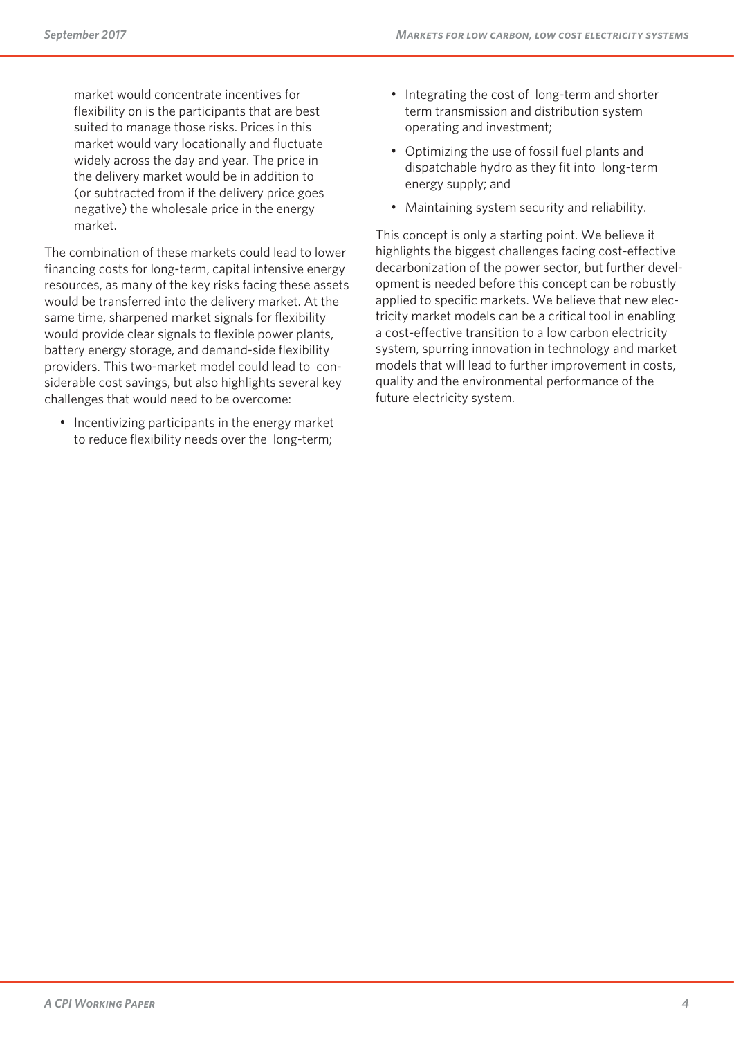market would concentrate incentives for flexibility on is the participants that are best suited to manage those risks. Prices in this market would vary locationally and fluctuate widely across the day and year. The price in the delivery market would be in addition to (or subtracted from if the delivery price goes negative) the wholesale price in the energy market.

The combination of these markets could lead to lower financing costs for long-term, capital intensive energy resources, as many of the key risks facing these assets would be transferred into the delivery market. At the same time, sharpened market signals for flexibility would provide clear signals to flexible power plants, battery energy storage, and demand-side flexibility providers. This two-market model could lead to considerable cost savings, but also highlights several key challenges that would need to be overcome:

- Incentivizing participants in the energy market to reduce flexibility needs over the long-term;
- Integrating the cost of long-term and shorter term transmission and distribution system operating and investment;
- Optimizing the use of fossil fuel plants and dispatchable hydro as they fit into long-term energy supply; and
- Maintaining system security and reliability.

This concept is only a starting point. We believe it highlights the biggest challenges facing cost-effective decarbonization of the power sector, but further development is needed before this concept can be robustly applied to specific markets. We believe that new electricity market models can be a critical tool in enabling a cost-effective transition to a low carbon electricity system, spurring innovation in technology and market models that will lead to further improvement in costs, quality and the environmental performance of the future electricity system.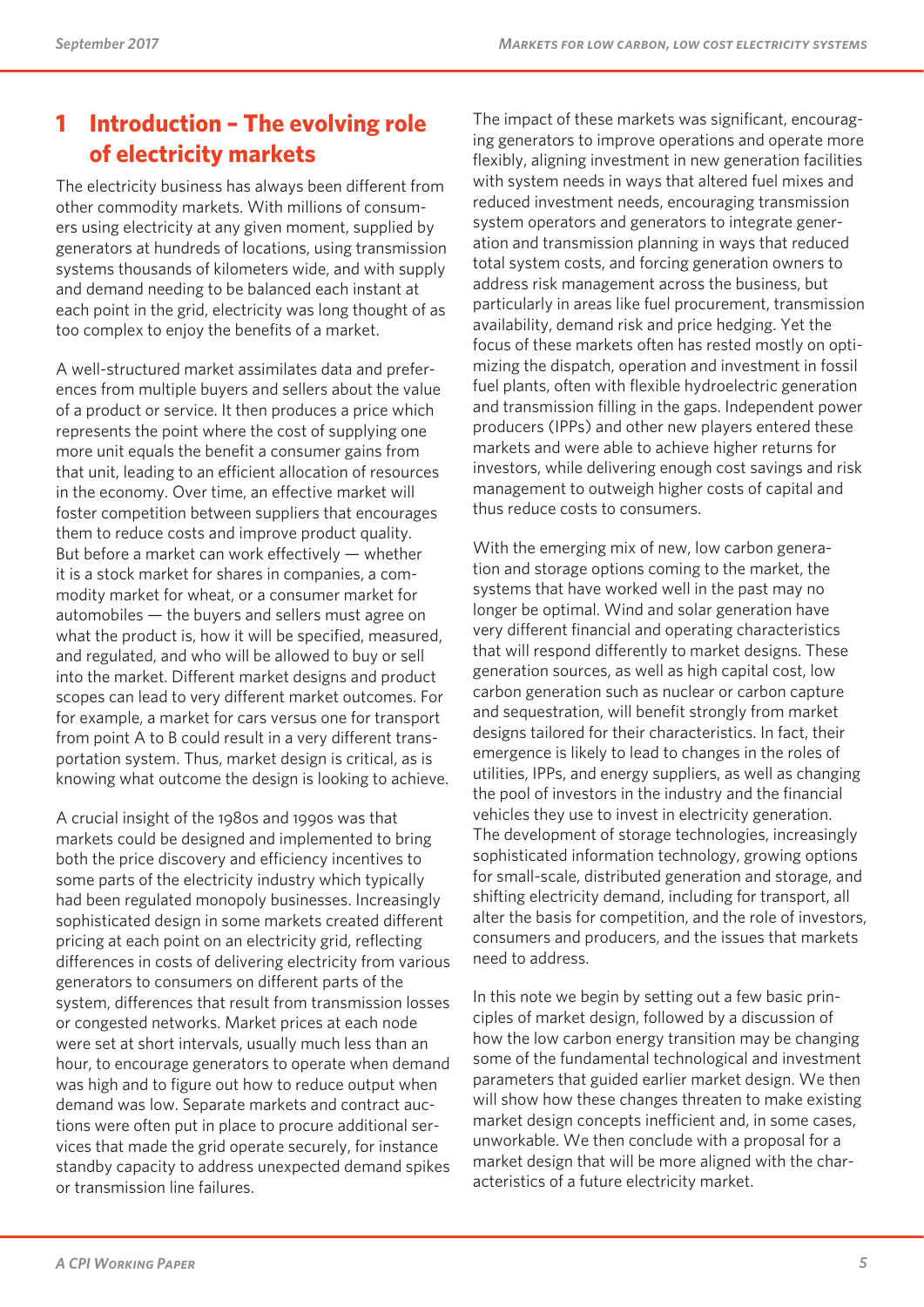# 1 Introduction – The evolving role of electricity markets

The electricity business has always been different from other commodity markets. With millions of consumers using electricity at any given moment, supplied by generators at hundreds of locations, using transmission systems thousands of kilometers wide, and with supply and demand needing to be balanced each instant at each point in the grid, electricity was long thought of as too complex to enjoy the benefits of a market.

A well-structured market assimilates data and preferences from multiple buyers and sellers about the value of a product or service. It then produces a price which represents the point where the cost of supplying one more unit equals the benefit a consumer gains from that unit, leading to an efficient allocation of resources in the economy. Over time, an effective market will foster competition between suppliers that encourages them to reduce costs and improve product quality. But before a market can work effectively — whether it is a stock market for shares in companies, a commodity market for wheat, or a consumer market for automobiles — the buyers and sellers must agree on what the product is, how it will be specified, measured, and regulated, and who will be allowed to buy or sell into the market. Different market designs and product scopes can lead to very different market outcomes. For for example, a market for cars versus one for transport from point A to B could result in a very different transportation system. Thus, market design is critical, as is knowing what outcome the design is looking to achieve.

A crucial insight of the 1980s and 1990s was that markets could be designed and implemented to bring both the price discovery and efficiency incentives to some parts of the electricity industry which typically had been regulated monopoly businesses. Increasingly sophisticated design in some markets created different pricing at each point on an electricity grid, reflecting differences in costs of delivering electricity from various generators to consumers on different parts of the system, differences that result from transmission losses or congested networks. Market prices at each node were set at short intervals, usually much less than an hour, to encourage generators to operate when demand was high and to figure out how to reduce output when demand was low. Separate markets and contract auctions were often put in place to procure additional services that made the grid operate securely, for instance standby capacity to address unexpected demand spikes or transmission line failures.

The impact of these markets was significant, encouraging generators to improve operations and operate more flexibly, aligning investment in new generation facilities with system needs in ways that altered fuel mixes and reduced investment needs, encouraging transmission system operators and generators to integrate generation and transmission planning in ways that reduced total system costs, and forcing generation owners to address risk management across the business, but particularly in areas like fuel procurement, transmission availability, demand risk and price hedging. Yet the focus of these markets often has rested mostly on optimizing the dispatch, operation and investment in fossil fuel plants, often with flexible hydroelectric generation and transmission filling in the gaps. Independent power producers (IPPs) and other new players entered these markets and were able to achieve higher returns for investors, while delivering enough cost savings and risk management to outweigh higher costs of capital and thus reduce costs to consumers.

With the emerging mix of new, low carbon generation and storage options coming to the market, the systems that have worked well in the past may no longer be optimal. Wind and solar generation have very different financial and operating characteristics that will respond differently to market designs. These generation sources, as well as high capital cost, low carbon generation such as nuclear or carbon capture and sequestration, will benefit strongly from market designs tailored for their characteristics. In fact, their emergence is likely to lead to changes in the roles of utilities, IPPs, and energy suppliers, as well as changing the pool of investors in the industry and the financial vehicles they use to invest in electricity generation. The development of storage technologies, increasingly sophisticated information technology, growing options for small-scale, distributed generation and storage, and shifting electricity demand, including for transport, all alter the basis for competition, and the role of investors, consumers and producers, and the issues that markets need to address.

In this note we begin by setting out a few basic principles of market design, followed by a discussion of how the low carbon energy transition may be changing some of the fundamental technological and investment parameters that guided earlier market design. We then will show how these changes threaten to make existing market design concepts inefficient and, in some cases, unworkable. We then conclude with a proposal for a market design that will be more aligned with the characteristics of a future electricity market.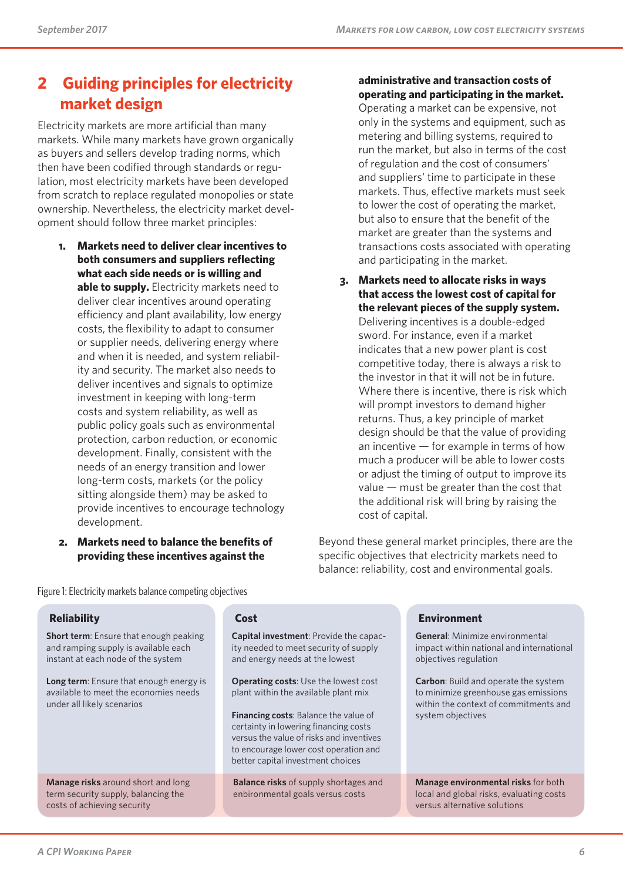## 2 Guiding principles for electricity market design

Electricity markets are more artificial than many markets. While many markets have grown organically as buyers and sellers develop trading norms, which then have been codified through standards or regulation, most electricity markets have been developed from scratch to replace regulated monopolies or state ownership. Nevertheless, the electricity market development should follow three market principles:

1. **Markets need to deliver clear incentives to both consumers and suppliers reflecting what each side needs or is willing and able to supply.** Electricity markets need to deliver clear incentives around operating efficiency and plant availability, low energy costs, the flexibility to adapt to consumer or supplier needs, delivering energy where and when it is needed, and system reliability and security. The market also needs to deliver incentives and signals to optimize investment in keeping with long-term costs and system reliability, as well as public policy goals such as environmental protection, carbon reduction, or economic development. Finally, consistent with the needs of an energy transition and lower long-term costs, markets (or the policy sitting alongside them) may be asked to provide incentives to encourage technology development.

2. **Markets need to balance the benefits of providing these incentives against the administrative and transaction costs of operating and participating in the market.** Operating a market can be expensive, not only in the systems and equipment, such as metering and billing systems, required to run the market, but also in terms of the cost of regulation and the cost of consumers' and suppliers' time to participate in these markets. Thus, effective markets must seek to lower the cost of operating the market, but also to ensure that the benefit of the market are greater than the systems and transactions costs associated with operating and participating in the market.

3. **Markets need to allocate risks in ways that access the lowest cost of capital for the relevant pieces of the supply system.** Delivering incentives is a double-edged sword. For instance, even if a market indicates that a new power plant is cost competitive today, there is always a risk to the investor in that it will not be in future. Where there is incentive, there is risk which will prompt investors to demand higher returns. Thus, a key principle of market design should be that the value of providing an incentive — for example in terms of how much a producer will be able to lower costs or adjust the timing of output to improve its value — must be greater than the cost that the additional risk will bring by raising the cost of capital.

Beyond these general market principles, there are the specific objectives that electricity markets need to balance: reliability, cost and environmental goals.

Figure 1: Electricity markets balance competing objectives

| Reliability | Cost | Environment |
|---|---|---|
| **Short term**: Ensure that enough peaking and ramping supply is available each instant at each node of the system<br><br>**Long term**: Ensure that enough energy is available to meet the economies needs under all likely scenarios | **Capital investment**: Provide the capacity needed to meet security of supply and energy needs at the lowest<br><br>**Operating costs**: Use the lowest cost plant within the available plant mix<br><br>**Financing costs**: Balance the value of certainty in lowering financing costs versus the value of risks and inventives to encourage lower cost operation and better capital investment choices | **General**: Minimize environmental impact within national and international objectives regulation<br><br>**Carbon**: Build and operate the system to minimize greenhouse gas emissions within the context of commitments and system objectives |
| **Manage risks** around short and long term security supply, balancing the costs of achieving security | **Balance risks** of supply shortages and enbironmental goals versus costs | **Manage environmental risks** for both local and global risks, evaluating costs versus alternative solutions |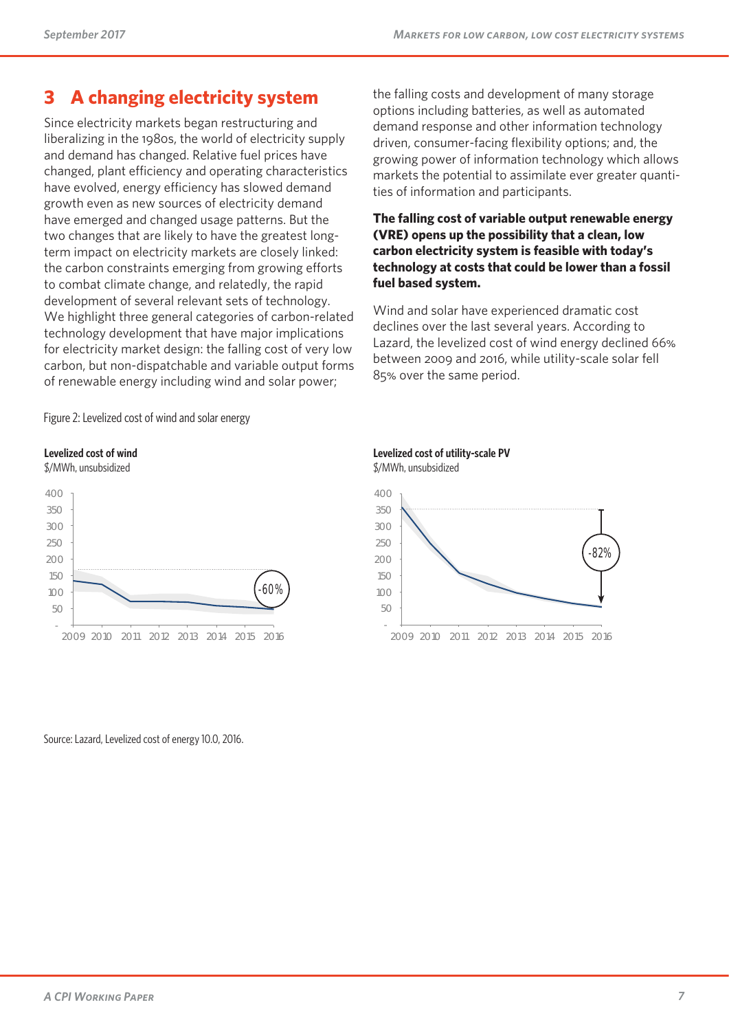# 3 A changing electricity system

Since electricity markets began restructuring and liberalizing in the 1980s, the world of electricity supply and demand has changed. Relative fuel prices have changed, plant efficiency and operating characteristics have evolved, energy efficiency has slowed demand growth even as new sources of electricity demand have emerged and changed usage patterns. But the two changes that are likely to have the greatest long-term impact on electricity markets are closely linked: the carbon constraints emerging from growing efforts to combat climate change, and relatedly, the rapid development of several relevant sets of technology. We highlight three general categories of carbon-related technology development that have major implications for electricity market design: the falling cost of very low carbon, but non-dispatchable and variable output forms of renewable energy including wind and solar power; the falling costs and development of many storage options including batteries, as well as automated demand response and other information technology driven, consumer-facing flexibility options; and, the growing power of information technology which allows markets the potential to assimilate ever greater quantities of information and participants.

**The falling cost of variable output renewable energy (VRE) opens up the possibility that a clean, low carbon electricity system is feasible with today's technology at costs that could be lower than a fossil fuel based system.**

Wind and solar have experienced dramatic cost declines over the last several years. According to Lazard, the levelized cost of wind energy declined 66% between 2009 and 2016, while utility-scale solar fell 85% over the same period.

Figure 2: Levelized cost of wind and solar energy

**Levelized cost of wind**
$/MWh, unsubsidized

-60%

**Levelized cost of utility-scale PV**
$/MWh, unsubsidized

-82%

Source: Lazard, Levelized cost of energy 10.0, 2016.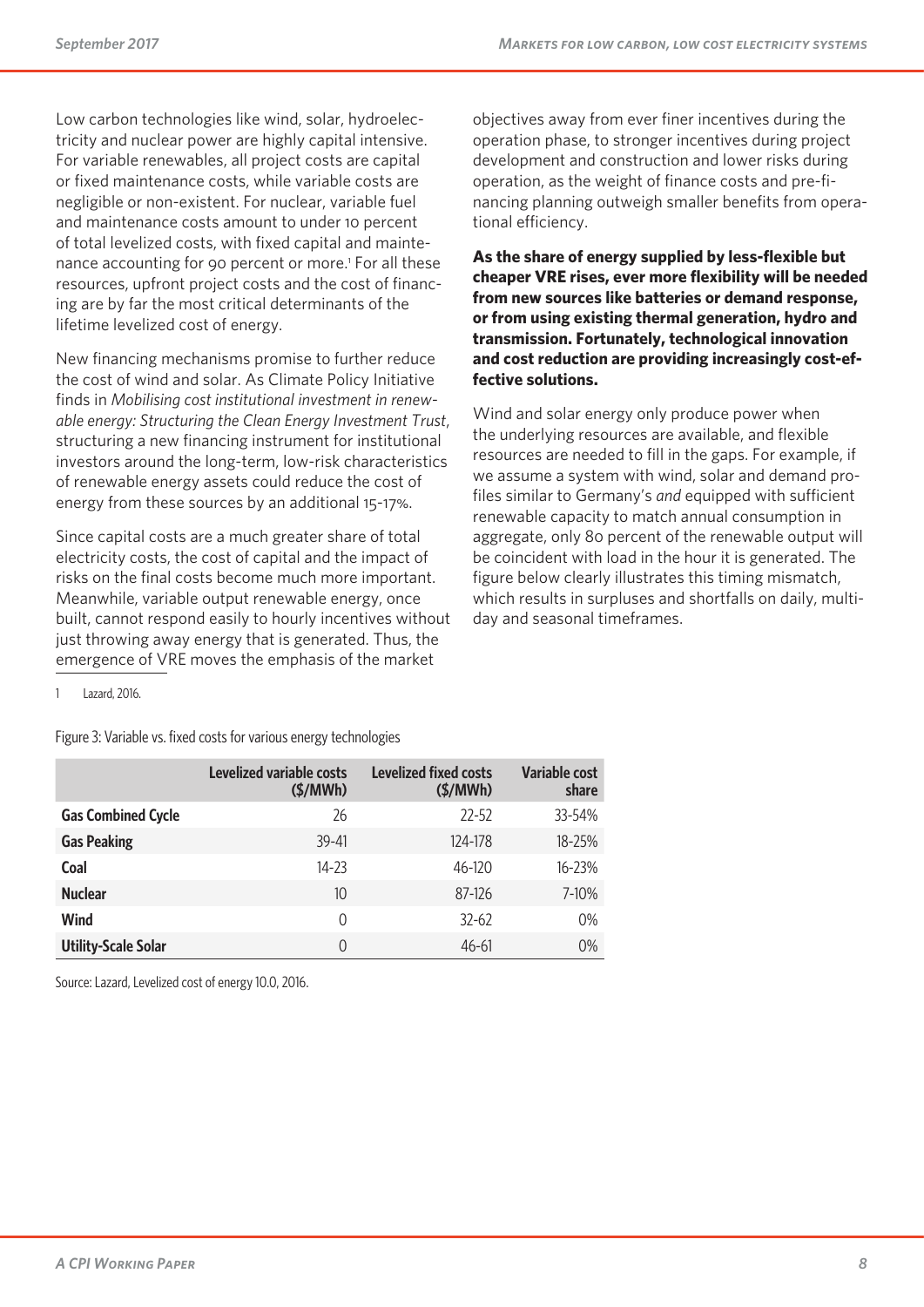Low carbon technologies like wind, solar, hydroelectricity and nuclear power are highly capital intensive. For variable renewables, all project costs are capital or fixed maintenance costs, while variable costs are negligible or non-existent. For nuclear, variable fuel and maintenance costs amount to under 10 percent of total levelized costs, with fixed capital and maintenance accounting for 90 percent or more.[1] For all these resources, upfront project costs and the cost of financing are by far the most critical determinants of the lifetime levelized cost of energy.

New financing mechanisms promise to further reduce the cost of wind and solar. As Climate Policy Initiative finds in *Mobilising cost institutional investment in renewable energy: Structuring the Clean Energy Investment Trust*, structuring a new financing instrument for institutional investors around the long-term, low-risk characteristics of renewable energy assets could reduce the cost of energy from these sources by an additional 15-17%.

Since capital costs are a much greater share of total electricity costs, the cost of capital and the impact of risks on the final costs become much more important. Meanwhile, variable output renewable energy, once built, cannot respond easily to hourly incentives without just throwing away energy that is generated. Thus, the emergence of VRE moves the emphasis of the market objectives away from ever finer incentives during the operation phase, to stronger incentives during project development and construction and lower risks during operation, as the weight of finance costs and pre-financing planning outweigh smaller benefits from operational efficiency.

**As the share of energy supplied by less-flexible but cheaper VRE rises, ever more flexibility will be needed from new sources like batteries or demand response, or from using existing thermal generation, hydro and transmission. Fortunately, technological innovation and cost reduction are providing increasingly cost-effective solutions.**

Wind and solar energy only produce power when the underlying resources are available, and flexible resources are needed to fill in the gaps. For example, if we assume a system with wind, solar and demand profiles similar to Germany's *and* equipped with sufficient renewable capacity to match annual consumption in aggregate, only 80 percent of the renewable output will be coincident with load in the hour it is generated. The figure below clearly illustrates this timing mismatch, which results in surpluses and shortfalls on daily, multi-day and seasonal timeframes.

[1] Lazard, 2016.

Figure 3: Variable vs. fixed costs for various energy technologies

| | Levelized variable costs ($/MWh) | Levelized fixed costs ($/MWh) | Variable cost share |
|---|---|---|---|
| **Gas Combined Cycle** | 26 | 22-52 | 33-54% |
| **Gas Peaking** | 39-41 | 124-178 | 18-25% |
| **Coal** | 14-23 | 46-120 | 16-23% |
| **Nuclear** | 10 | 87-126 | 7-10% |
| **Wind** | 0 | 32-62 | 0% |
| **Utility-Scale Solar** | 0 | 46-61 | 0% |

Source: Lazard, Levelized cost of energy 10.0, 2016.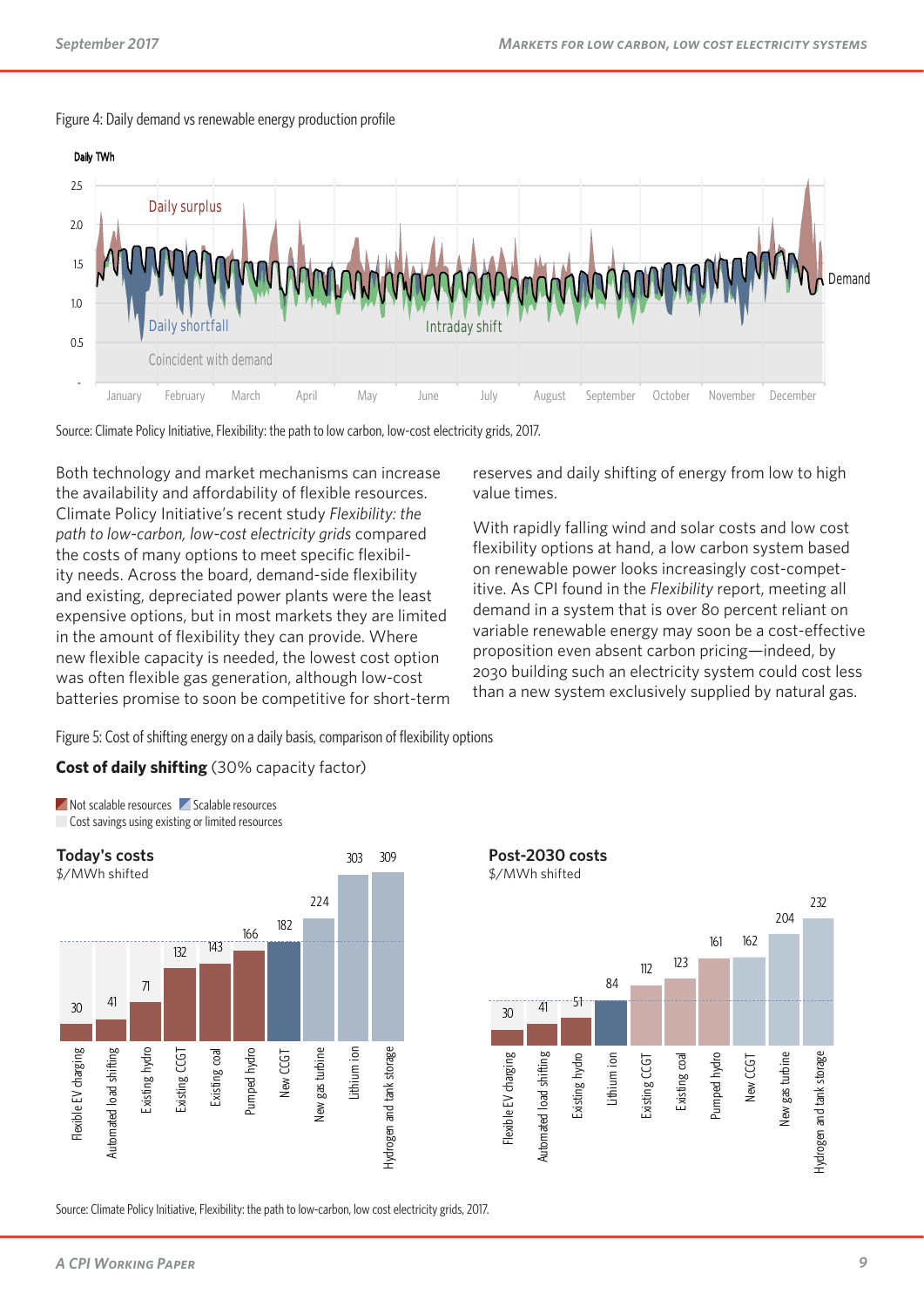Figure 4: Daily demand vs renewable energy production profile

Source: Climate Policy Initiative, Flexibility: the path to low carbon, low-cost electricity grids, 2017.

Both technology and market mechanisms can increase the availability and affordability of flexible resources. Climate Policy Initiative's recent study *Flexibility: the path to low-carbon, low-cost electricity grids* compared the costs of many options to meet specific flexibility needs. Across the board, demand-side flexibility and existing, depreciated power plants were the least expensive options, but in most markets they are limited in the amount of flexibility they can provide. Where new flexible capacity is needed, the lowest cost option was often flexible gas generation, although low-cost batteries promise to soon be competitive for short-term reserves and daily shifting of energy from low to high value times.

With rapidly falling wind and solar costs and low cost flexibility options at hand, a low carbon system based on renewable power looks increasingly cost-competitive. As CPI found in the *Flexibility* report, meeting all demand in a system that is over 80 percent reliant on variable renewable energy may soon be a cost-effective proposition even absent carbon pricing—indeed, by 2030 building such an electricity system could cost less than a new system exclusively supplied by natural gas.

Figure 5: Cost of shifting energy on a daily basis, comparison of flexibility options

**Cost of daily shifting** (30% capacity factor)

**Today's costs** ($/MWh shifted)

| Option | $/MWh shifted |
|---|---|
| Flexible EV charging | 30 |
| Automated load shifting | 41 |
| Existing hydro | 71 |
| Existing CCGT | 132 |
| Existing coal | 143 |
| Pumped hydro | 166 |
| New CCGT | 182 |
| New gas turbine | 224 |
| Lithium ion | 303 |
| Hydrogen and tank storage | 309 |

**Post-2030 costs** ($/MWh shifted)

| Option | $/MWh shifted |
|---|---|
| Flexible EV charging | 30 |
| Automated load shifting | 41 |
| Existing hydro | 51 |
| Lithium ion | 84 |
| Existing CCGT | 112 |
| Existing coal | 123 |
| Pumped hydro | 161 |
| New CCGT | 162 |
| New gas turbine | 204 |
| Hydrogen and tank storage | 232 |

Source: Climate Policy Initiative, Flexibility: the path to low-carbon, low cost electricity grids, 2017.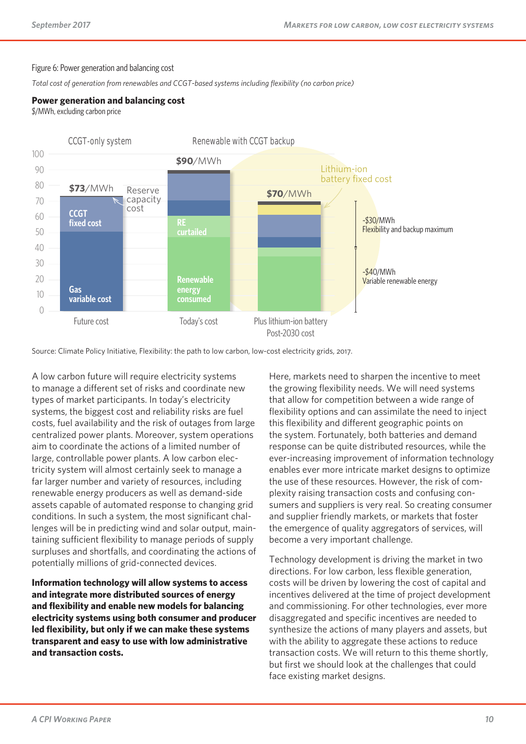Figure 6: Power generation and balancing cost

*Total cost of generation from renewables and CCGT-based systems including flexibility (no carbon price)*

**Power generation and balancing cost**
$/MWh, excluding carbon price

Source: Climate Policy Initiative, Flexibility: the path to low carbon, low-cost electricity grids, 2017.

A low carbon future will require electricity systems to manage a different set of risks and coordinate new types of market participants. In today's electricity systems, the biggest cost and reliability risks are fuel costs, fuel availability and the risk of outages from large centralized power plants. Moreover, system operations aim to coordinate the actions of a limited number of large, controllable power plants. A low carbon electricity system will almost certainly seek to manage a far larger number and variety of resources, including renewable energy producers as well as demand-side assets capable of automated response to changing grid conditions. In such a system, the most significant challenges will be in predicting wind and solar output, maintaining sufficient flexibility to manage periods of supply surpluses and shortfalls, and coordinating the actions of potentially millions of grid-connected devices.

**Information technology will allow systems to access and integrate more distributed sources of energy and flexibility and enable new models for balancing electricity systems using both consumer and producer led flexibility, but only if we can make these systems transparent and easy to use with low administrative and transaction costs.**

Here, markets need to sharpen the incentive to meet the growing flexibility needs. We will need systems that allow for competition between a wide range of flexibility options and can assimilate the need to inject this flexibility and different geographic points on the system. Fortunately, both batteries and demand response can be quite distributed resources, while the ever-increasing improvement of information technology enables ever more intricate market designs to optimize the use of these resources. However, the risk of complexity raising transaction costs and confusing consumers and suppliers is very real. So creating consumer and supplier friendly markets, or markets that foster the emergence of quality aggregators of services, will become a very important challenge.

Technology development is driving the market in two directions. For low carbon, less flexible generation, costs will be driven by lowering the cost of capital and incentives delivered at the time of project development and commissioning. For other technologies, ever more disaggregated and specific incentives are needed to synthesize the actions of many players and assets, but with the ability to aggregate these actions to reduce transaction costs. We will return to this theme shortly, but first we should look at the challenges that could face existing market designs.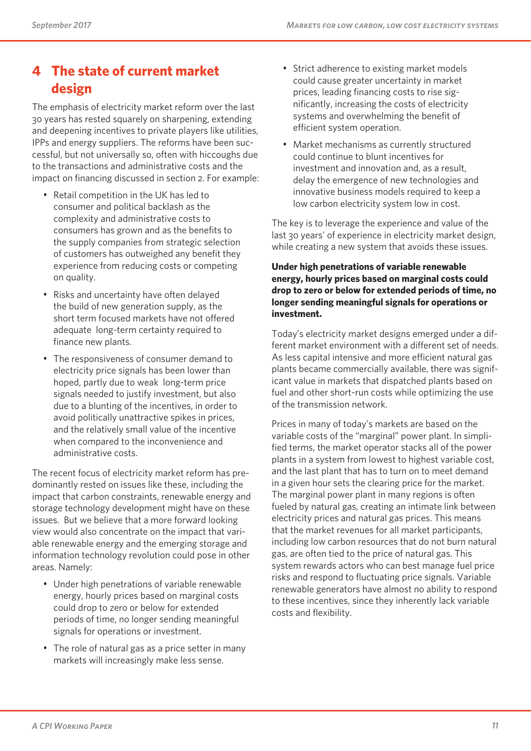## 4 The state of current market design

The emphasis of electricity market reform over the last 30 years has rested squarely on sharpening, extending and deepening incentives to private players like utilities, IPPs and energy suppliers. The reforms have been successful, but not universally so, often with hiccoughs due to the transactions and administrative costs and the impact on financing discussed in section 2. For example:

- Retail competition in the UK has led to consumer and political backlash as the complexity and administrative costs to consumers has grown and as the benefits to the supply companies from strategic selection of customers has outweighed any benefit they experience from reducing costs or competing on quality.
- Risks and uncertainty have often delayed the build of new generation supply, as the short term focused markets have not offered adequate long-term certainty required to finance new plants.
- The responsiveness of consumer demand to electricity price signals has been lower than hoped, partly due to weak long-term price signals needed to justify investment, but also due to a blunting of the incentives, in order to avoid politically unattractive spikes in prices, and the relatively small value of the incentive when compared to the inconvenience and administrative costs.

The recent focus of electricity market reform has predominantly rested on issues like these, including the impact that carbon constraints, renewable energy and storage technology development might have on these issues. But we believe that a more forward looking view would also concentrate on the impact that variable renewable energy and the emerging storage and information technology revolution could pose in other areas. Namely:

- Under high penetrations of variable renewable energy, hourly prices based on marginal costs could drop to zero or below for extended periods of time, no longer sending meaningful signals for operations or investment.
- The role of natural gas as a price setter in many markets will increasingly make less sense.
- Strict adherence to existing market models could cause greater uncertainty in market prices, leading financing costs to rise significantly, increasing the costs of electricity systems and overwhelming the benefit of efficient system operation.
- Market mechanisms as currently structured could continue to blunt incentives for investment and innovation and, as a result, delay the emergence of new technologies and innovative business models required to keep a low carbon electricity system low in cost.

The key is to leverage the experience and value of the last 30 years' of experience in electricity market design, while creating a new system that avoids these issues.

**Under high penetrations of variable renewable energy, hourly prices based on marginal costs could drop to zero or below for extended periods of time, no longer sending meaningful signals for operations or investment.**

Today's electricity market designs emerged under a different market environment with a different set of needs. As less capital intensive and more efficient natural gas plants became commercially available, there was significant value in markets that dispatched plants based on fuel and other short-run costs while optimizing the use of the transmission network.

Prices in many of today's markets are based on the variable costs of the "marginal" power plant. In simplified terms, the market operator stacks all of the power plants in a system from lowest to highest variable cost, and the last plant that has to turn on to meet demand in a given hour sets the clearing price for the market. The marginal power plant in many regions is often fueled by natural gas, creating an intimate link between electricity prices and natural gas prices. This means that the market revenues for all market participants, including low carbon resources that do not burn natural gas, are often tied to the price of natural gas. This system rewards actors who can best manage fuel price risks and respond to fluctuating price signals. Variable renewable generators have almost no ability to respond to these incentives, since they inherently lack variable costs and flexibility.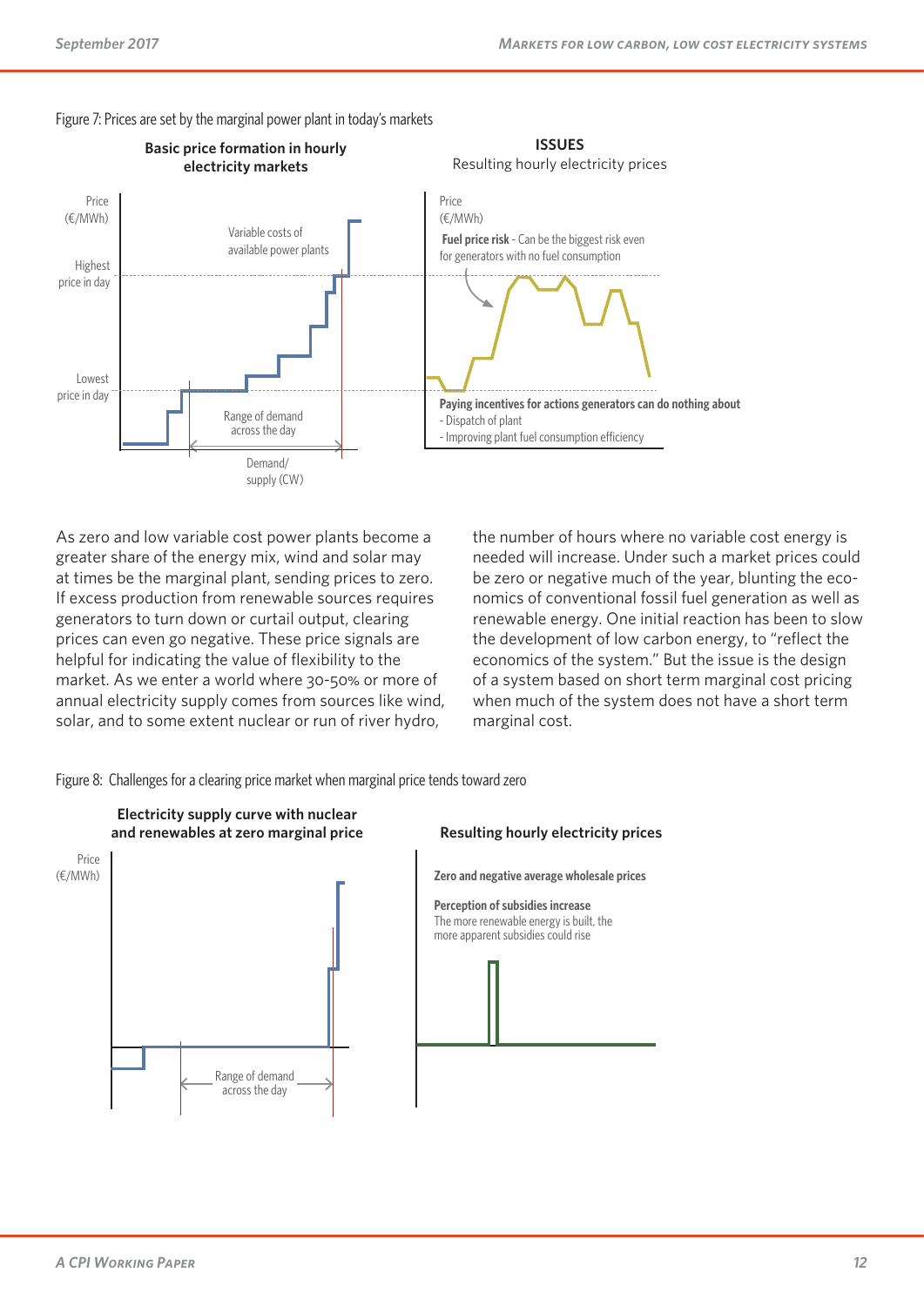Figure 7: Prices are set by the marginal power plant in today's markets

**Basic price formation in hourly electricity markets**

Price (€/MWh)

Highest price in day

Lowest price in day

Variable costs of available power plants

Range of demand across the day

Demand/ supply (CW)

**ISSUES**

Resulting hourly electricity prices

Price (€/MWh)

**Fuel price risk** - Can be the biggest risk even for generators with no fuel consumption

**Paying incentives for actions generators can do nothing about**
- Dispatch of plant
- Improving plant fuel consumption efficiency

As zero and low variable cost power plants become a greater share of the energy mix, wind and solar may at times be the marginal plant, sending prices to zero. If excess production from renewable sources requires generators to turn down or curtail output, clearing prices can even go negative. These price signals are helpful for indicating the value of flexibility to the market. As we enter a world where 30-50% or more of annual electricity supply comes from sources like wind, solar, and to some extent nuclear or run of river hydro, the number of hours where no variable cost energy is needed will increase. Under such a market prices could be zero or negative much of the year, blunting the economics of conventional fossil fuel generation as well as renewable energy. One initial reaction has been to slow the development of low carbon energy, to "reflect the economics of the system." But the issue is the design of a system based on short term marginal cost pricing when much of the system does not have a short term marginal cost.

Figure 8: Challenges for a clearing price market when marginal price tends toward zero

**Electricity supply curve with nuclear and renewables at zero marginal price**

Price (€/MWh)

Range of demand across the day

**Resulting hourly electricity prices**

**Zero and negative average wholesale prices**

**Perception of subsidies increase**
The more renewable energy is built, the more apparent subsidies could rise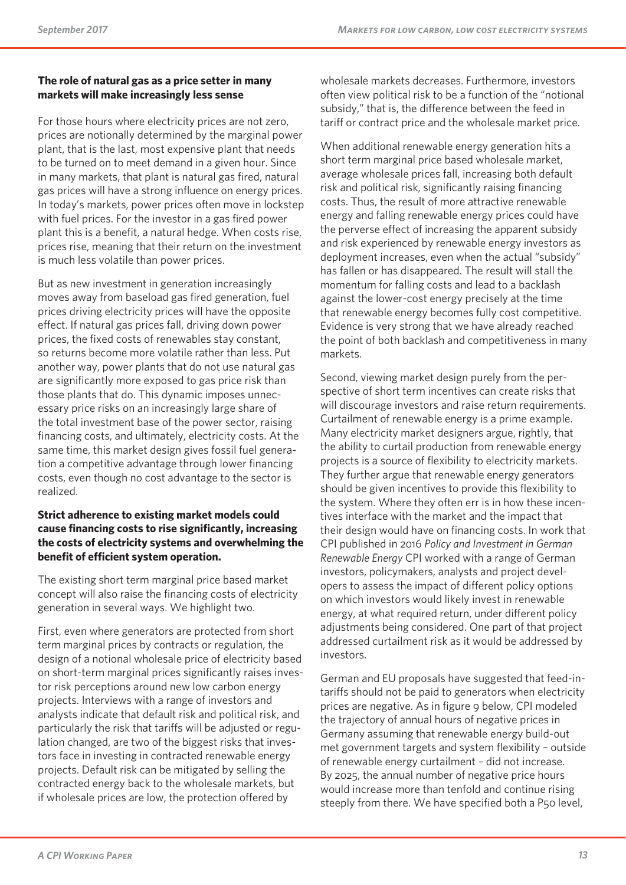### The role of natural gas as a price setter in many markets will make increasingly less sense

For those hours where electricity prices are not zero, prices are notionally determined by the marginal power plant, that is the last, most expensive plant that needs to be turned on to meet demand in a given hour. Since in many markets, that plant is natural gas fired, natural gas prices will have a strong influence on energy prices. In today's markets, power prices often move in lockstep with fuel prices. For the investor in a gas fired power plant this is a benefit, a natural hedge. When costs rise, prices rise, meaning that their return on the investment is much less volatile than power prices.

But as new investment in generation increasingly moves away from baseload gas fired generation, fuel prices driving electricity prices will have the opposite effect. If natural gas prices fall, driving down power prices, the fixed costs of renewables stay constant, so returns become more volatile rather than less. Put another way, power plants that do not use natural gas are significantly more exposed to gas price risk than those plants that do. This dynamic imposes unnecessary price risks on an increasingly large share of the total investment base of the power sector, raising financing costs, and ultimately, electricity costs. At the same time, this market design gives fossil fuel generation a competitive advantage through lower financing costs, even though no cost advantage to the sector is realized.

### Strict adherence to existing market models could cause financing costs to rise significantly, increasing the costs of electricity systems and overwhelming the benefit of efficient system operation.

The existing short term marginal price based market concept will also raise the financing costs of electricity generation in several ways. We highlight two.

First, even where generators are protected from short term marginal prices by contracts or regulation, the design of a notional wholesale price of electricity based on short-term marginal prices significantly raises investor risk perceptions around new low carbon energy projects. Interviews with a range of investors and analysts indicate that default risk and political risk, and particularly the risk that tariffs will be adjusted or regulation changed, are two of the biggest risks that investors face in investing in contracted renewable energy projects. Default risk can be mitigated by selling the contracted energy back to the wholesale markets, but if wholesale prices are low, the protection offered by wholesale markets decreases. Furthermore, investors often view political risk to be a function of the "notional subsidy," that is, the difference between the feed in tariff or contract price and the wholesale market price.

When additional renewable energy generation hits a short term marginal price based wholesale market, average wholesale prices fall, increasing both default risk and political risk, significantly raising financing costs. Thus, the result of more attractive renewable energy and falling renewable energy prices could have the perverse effect of increasing the apparent subsidy and risk experienced by renewable energy investors as deployment increases, even when the actual "subsidy" has fallen or has disappeared. The result will stall the momentum for falling costs and lead to a backlash against the lower-cost energy precisely at the time that renewable energy becomes fully cost competitive. Evidence is very strong that we have already reached the point of both backlash and competitiveness in many markets.

Second, viewing market design purely from the perspective of short term incentives can create risks that will discourage investors and raise return requirements. Curtailment of renewable energy is a prime example. Many electricity market designers argue, rightly, that the ability to curtail production from renewable energy projects is a source of flexibility to electricity markets. They further argue that renewable energy generators should be given incentives to provide this flexibility to the system. Where they often err is in how these incentives interface with the market and the impact that their design would have on financing costs. In work that CPI published in 2016 *Policy and Investment in German Renewable Energy* CPI worked with a range of German investors, policymakers, analysts and project developers to assess the impact of different policy options on which investors would likely invest in renewable energy, at what required return, under different policy adjustments being considered. One part of that project addressed curtailment risk as it would be addressed by investors.

German and EU proposals have suggested that feed-in-tariffs should not be paid to generators when electricity prices are negative. As in figure 9 below, CPI modeled the trajectory of annual hours of negative prices in Germany assuming that renewable energy build-out met government targets and system flexibility – outside of renewable energy curtailment – did not increase. By 2025, the annual number of negative price hours would increase more than tenfold and continue rising steeply from there. We have specified both a P50 level,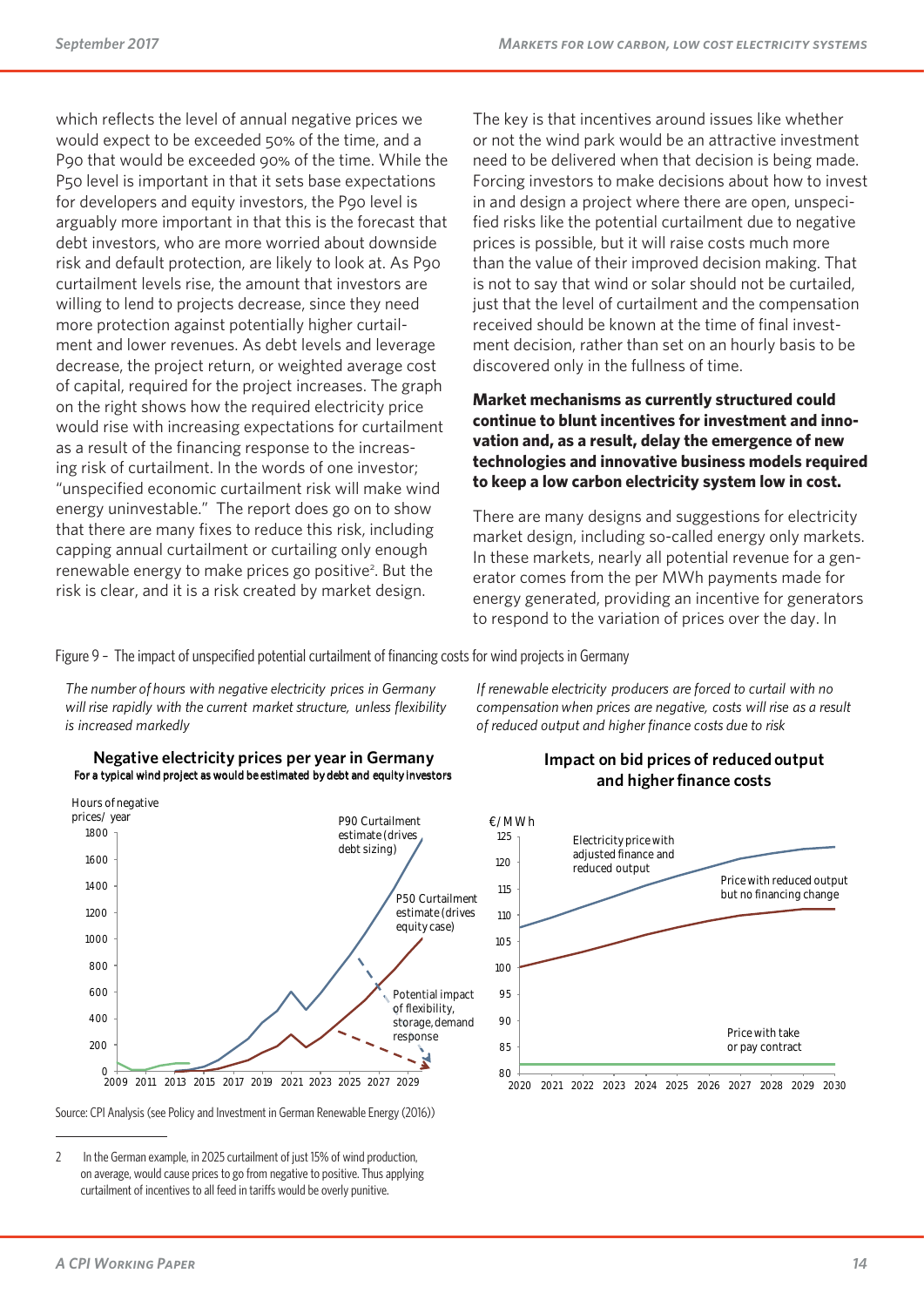which reflects the level of annual negative prices we would expect to be exceeded 50% of the time, and a P90 that would be exceeded 90% of the time. While the P50 level is important in that it sets base expectations for developers and equity investors, the P90 level is arguably more important in that this is the forecast that debt investors, who are more worried about downside risk and default protection, are likely to look at. As P90 curtailment levels rise, the amount that investors are willing to lend to projects decrease, since they need more protection against potentially higher curtailment and lower revenues. As debt levels and leverage decrease, the project return, or weighted average cost of capital, required for the project increases. The graph on the right shows how the required electricity price would rise with increasing expectations for curtailment as a result of the financing response to the increasing risk of curtailment. In the words of one investor; "unspecified economic curtailment risk will make wind energy uninvestable." The report does go on to show that there are many fixes to reduce this risk, including capping annual curtailment or curtailing only enough renewable energy to make prices go positive[2]. But the risk is clear, and it is a risk created by market design.

The key is that incentives around issues like whether or not the wind park would be an attractive investment need to be delivered when that decision is being made. Forcing investors to make decisions about how to invest in and design a project where there are open, unspecified risks like the potential curtailment due to negative prices is possible, but it will raise costs much more than the value of their improved decision making. That is not to say that wind or solar should not be curtailed, just that the level of curtailment and the compensation received should be known at the time of final investment decision, rather than set on an hourly basis to be discovered only in the fullness of time.

**Market mechanisms as currently structured could continue to blunt incentives for investment and innovation and, as a result, delay the emergence of new technologies and innovative business models required to keep a low carbon electricity system low in cost.**

There are many designs and suggestions for electricity market design, including so-called energy only markets. In these markets, nearly all potential revenue for a generator comes from the per MWh payments made for energy generated, providing an incentive for generators to respond to the variation of prices over the day. In

Figure 9 – The impact of unspecified potential curtailment of financing costs for wind projects in Germany

*The number of hours with negative electricity prices in Germany will rise rapidly with the current market structure, unless flexibility is increased markedly*

*If renewable electricity producers are forced to curtail with no compensation when prices are negative, costs will rise as a result of reduced output and higher finance costs due to risk*

Source: CPI Analysis (see Policy and Investment in German Renewable Energy (2016))

2 In the German example, in 2025 curtailment of just 15% of wind production, on average, would cause prices to go from negative to positive. Thus applying curtailment of incentives to all feed in tariffs would be overly punitive.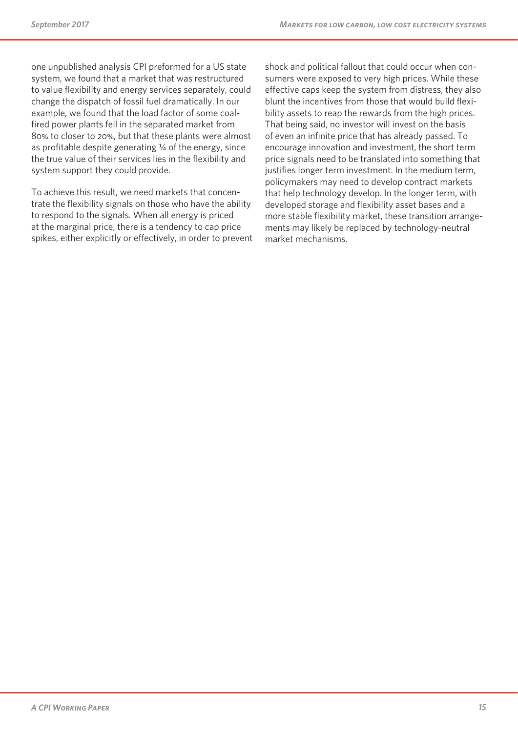one unpublished analysis CPI preformed for a US state system, we found that a market that was restructured to value flexibility and energy services separately, could change the dispatch of fossil fuel dramatically. In our example, we found that the load factor of some coal-fired power plants fell in the separated market from 80% to closer to 20%, but that these plants were almost as profitable despite generating ¼ of the energy, since the true value of their services lies in the flexibility and system support they could provide.

To achieve this result, we need markets that concentrate the flexibility signals on those who have the ability to respond to the signals. When all energy is priced at the marginal price, there is a tendency to cap price spikes, either explicitly or effectively, in order to prevent shock and political fallout that could occur when consumers were exposed to very high prices. While these effective caps keep the system from distress, they also blunt the incentives from those that would build flexibility assets to reap the rewards from the high prices. That being said, no investor will invest on the basis of even an infinite price that has already passed. To encourage innovation and investment, the short term price signals need to be translated into something that justifies longer term investment. In the medium term, policymakers may need to develop contract markets that help technology develop. In the longer term, with developed storage and flexibility asset bases and a more stable flexibility market, these transition arrangements may likely be replaced by technology-neutral market mechanisms.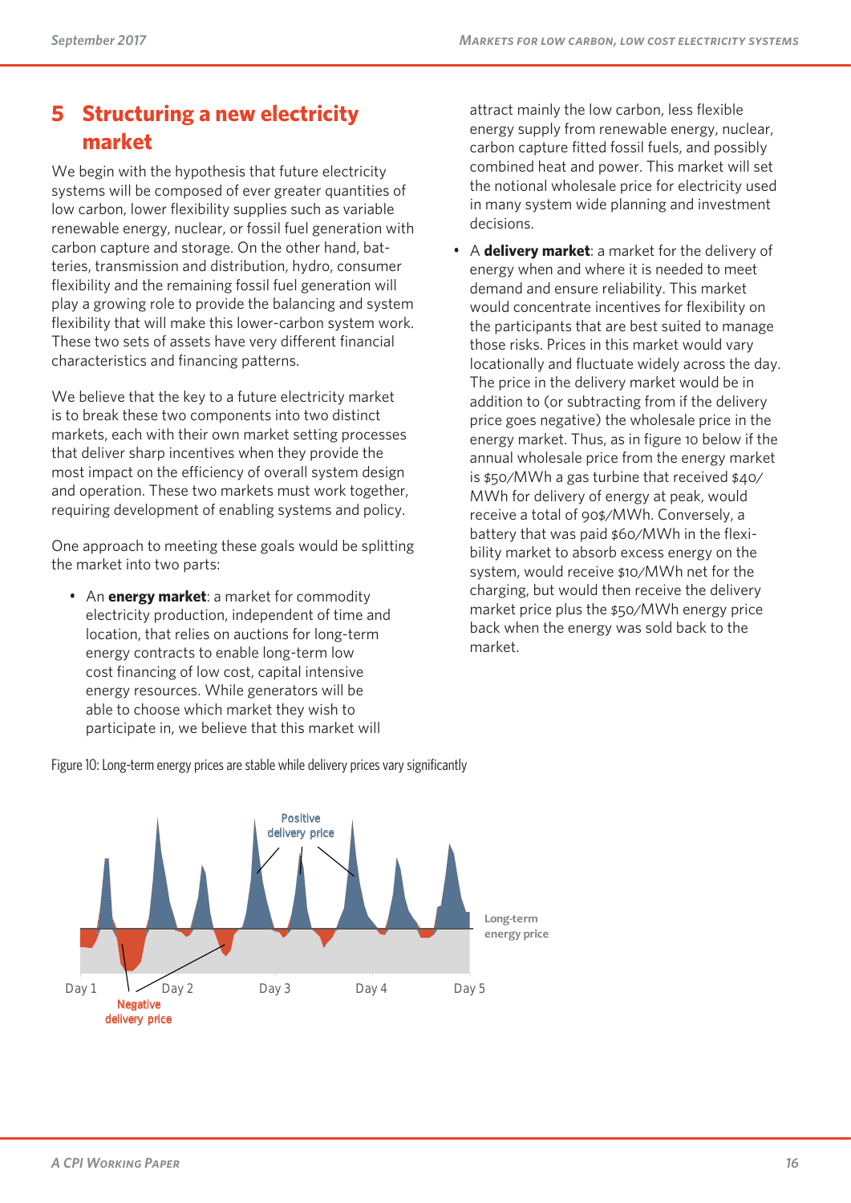# 5 Structuring a new electricity market

We begin with the hypothesis that future electricity systems will be composed of ever greater quantities of low carbon, lower flexibility supplies such as variable renewable energy, nuclear, or fossil fuel generation with carbon capture and storage. On the other hand, batteries, transmission and distribution, hydro, consumer flexibility and the remaining fossil fuel generation will play a growing role to provide the balancing and system flexibility that will make this lower-carbon system work. These two sets of assets have very different financial characteristics and financing patterns.

We believe that the key to a future electricity market is to break these two components into two distinct markets, each with their own market setting processes that deliver sharp incentives when they provide the most impact on the efficiency of overall system design and operation. These two markets must work together, requiring development of enabling systems and policy.

One approach to meeting these goals would be splitting the market into two parts:

- An **energy market**: a market for commodity electricity production, independent of time and location, that relies on auctions for long-term energy contracts to enable long-term low cost financing of low cost, capital intensive energy resources. While generators will be able to choose which market they wish to participate in, we believe that this market will attract mainly the low carbon, less flexible energy supply from renewable energy, nuclear, carbon capture fitted fossil fuels, and possibly combined heat and power. This market will set the notional wholesale price for electricity used in many system wide planning and investment decisions.
- A **delivery market**: a market for the delivery of energy when and where it is needed to meet demand and ensure reliability. This market would concentrate incentives for flexibility on the participants that are best suited to manage those risks. Prices in this market would vary locationally and fluctuate widely across the day. The price in the delivery market would be in addition to (or subtracting from if the delivery price goes negative) the wholesale price in the energy market. Thus, as in figure 10 below if the annual wholesale price from the energy market is $50/MWh a gas turbine that received $40/MWh for delivery of energy at peak, would receive a total of 90$/MWh. Conversely, a battery that was paid $60/MWh in the flexibility market to absorb excess energy on the system, would receive $10/MWh net for the charging, but would then receive the delivery market price plus the $50/MWh energy price back when the energy was sold back to the market.

Figure 10: Long-term energy prices are stable while delivery prices vary significantly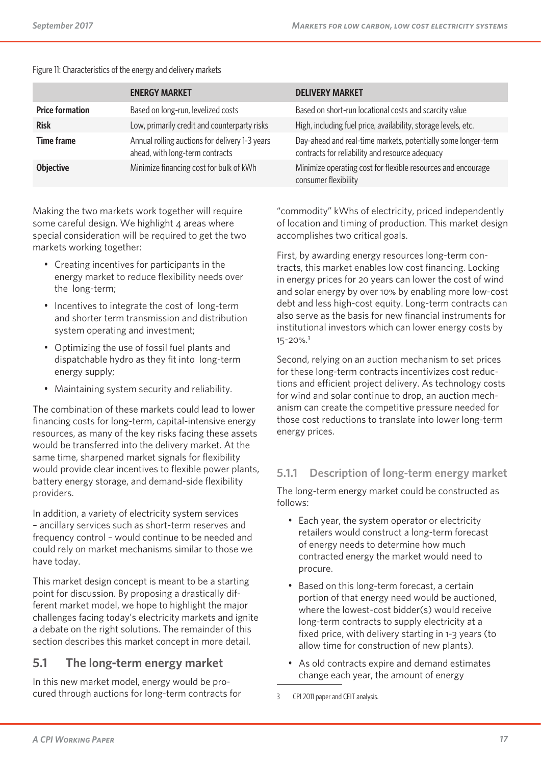Figure 11: Characteristics of the energy and delivery markets

| | ENERGY MARKET | DELIVERY MARKET |
| --- | --- | --- |
| **Price formation** | Based on long-run, levelized costs | Based on short-run locational costs and scarcity value |
| **Risk** | Low, primarily credit and counterparty risks | High, including fuel price, availability, storage levels, etc. |
| **Time frame** | Annual rolling auctions for delivery 1-3 years ahead, with long-term contracts | Day-ahead and real-time markets, potentially some longer-term contracts for reliability and resource adequacy |
| **Objective** | Minimize financing cost for bulk of kWh | Minimize operating cost for flexible resources and encourage consumer flexibility |

Making the two markets work together will require some careful design. We highlight 4 areas where special consideration will be required to get the two markets working together:

- Creating incentives for participants in the energy market to reduce flexibility needs over the long-term;
- Incentives to integrate the cost of long-term and shorter term transmission and distribution system operating and investment;
- Optimizing the use of fossil fuel plants and dispatchable hydro as they fit into long-term energy supply;
- Maintaining system security and reliability.

The combination of these markets could lead to lower financing costs for long-term, capital-intensive energy resources, as many of the key risks facing these assets would be transferred into the delivery market. At the same time, sharpened market signals for flexibility would provide clear incentives to flexible power plants, battery energy storage, and demand-side flexibility providers.

In addition, a variety of electricity system services – ancillary services such as short-term reserves and frequency control – would continue to be needed and could rely on market mechanisms similar to those we have today.

This market design concept is meant to be a starting point for discussion. By proposing a drastically different market model, we hope to highlight the major challenges facing today's electricity markets and ignite a debate on the right solutions. The remainder of this section describes this market concept in more detail.

## 5.1 The long-term energy market

In this new market model, energy would be procured through auctions for long-term contracts for "commodity" kWhs of electricity, priced independently of location and timing of production. This market design accomplishes two critical goals.

First, by awarding energy resources long-term contracts, this market enables low cost financing. Locking in energy prices for 20 years can lower the cost of wind and solar energy by over 10% by enabling more low-cost debt and less high-cost equity. Long-term contracts can also serve as the basis for new financial instruments for institutional investors which can lower energy costs by 15-20%.[3]

Second, relying on an auction mechanism to set prices for these long-term contracts incentivizes cost reductions and efficient project delivery. As technology costs for wind and solar continue to drop, an auction mechanism can create the competitive pressure needed for those cost reductions to translate into lower long-term energy prices.

### 5.1.1 Description of long-term energy market

The long-term energy market could be constructed as follows:

- Each year, the system operator or electricity retailers would construct a long-term forecast of energy needs to determine how much contracted energy the market would need to procure.
- Based on this long-term forecast, a certain portion of that energy need would be auctioned, where the lowest-cost bidder(s) would receive long-term contracts to supply electricity at a fixed price, with delivery starting in 1-3 years (to allow time for construction of new plants).
- As old contracts expire and demand estimates change each year, the amount of energy

3 CPI 2011 paper and CEIT analysis.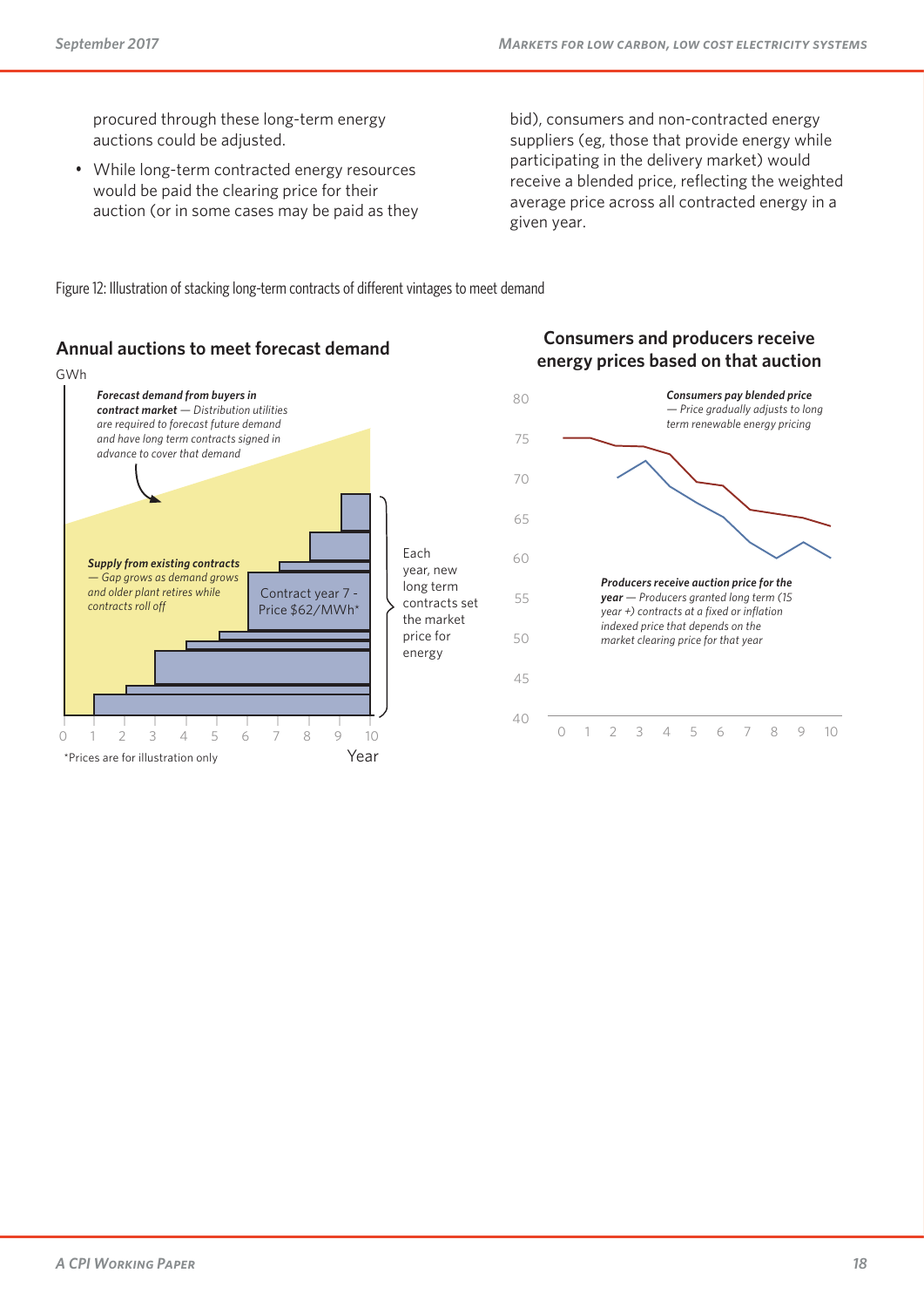procured through these long-term energy auctions could be adjusted.

- While long-term contracted energy resources would be paid the clearing price for their auction (or in some cases may be paid as they bid), consumers and non-contracted energy suppliers (eg, those that provide energy while participating in the delivery market) would receive a blended price, reflecting the weighted average price across all contracted energy in a given year.

Figure 12: Illustration of stacking long-term contracts of different vintages to meet demand

**Annual auctions to meet forecast demand**

GWh

***Forecast demand from buyers in contract market*** *— Distribution utilities are required to forecast future demand and have long term contracts signed in advance to cover that demand*

***Supply from existing contracts*** *— Gap grows as demand grows and older plant retires while contracts roll off*

Contract year 7 - Price $62/MWh*

Each year, new long term contracts set the market price for energy

Year

*Prices are for illustration only

**Consumers and producers receive energy prices based on that auction**

***Consumers pay blended price*** *— Price gradually adjusts to long term renewable energy pricing*

***Producers receive auction price for the year*** *— Producers granted long term (15 year +) contracts at a fixed or inflation indexed price that depends on the market clearing price for that year*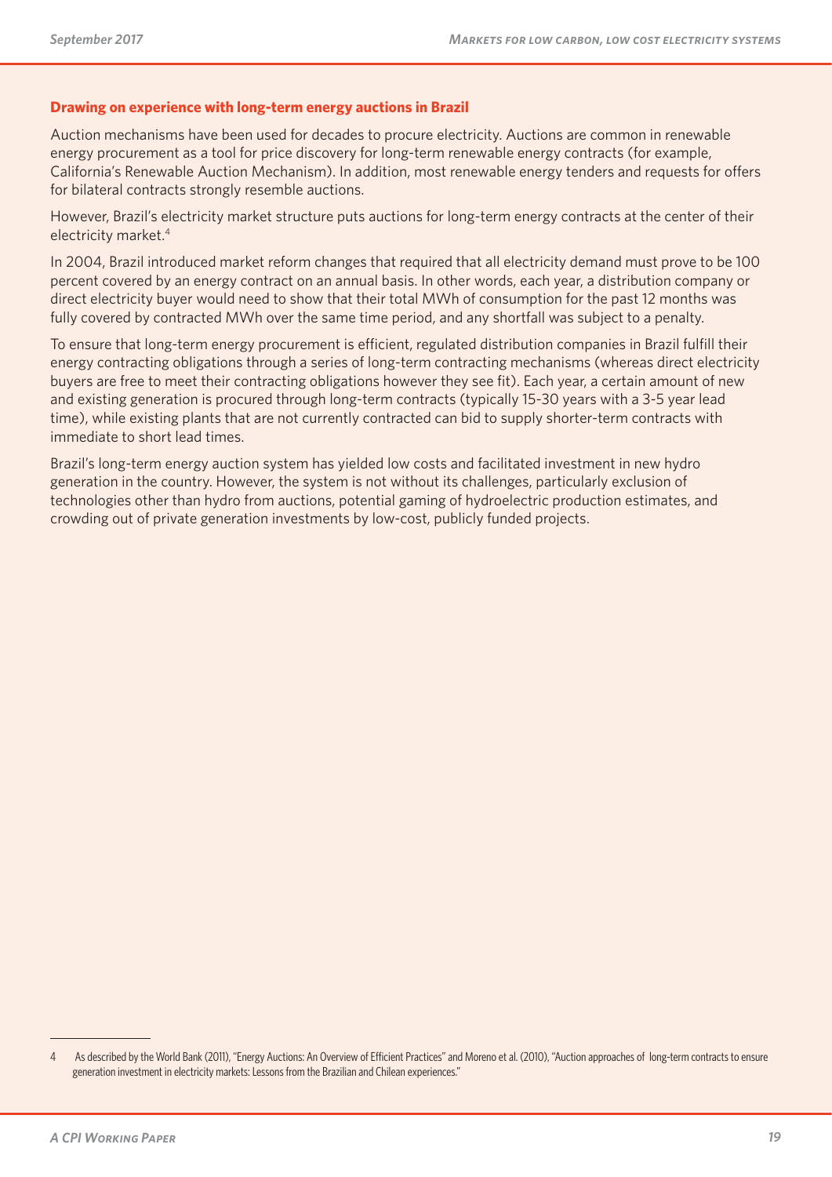### Drawing on experience with long-term energy auctions in Brazil

Auction mechanisms have been used for decades to procure electricity. Auctions are common in renewable energy procurement as a tool for price discovery for long-term renewable energy contracts (for example, California's Renewable Auction Mechanism). In addition, most renewable energy tenders and requests for offers for bilateral contracts strongly resemble auctions.

However, Brazil's electricity market structure puts auctions for long-term energy contracts at the center of their electricity market.[4]

In 2004, Brazil introduced market reform changes that required that all electricity demand must prove to be 100 percent covered by an energy contract on an annual basis. In other words, each year, a distribution company or direct electricity buyer would need to show that their total MWh of consumption for the past 12 months was fully covered by contracted MWh over the same time period, and any shortfall was subject to a penalty.

To ensure that long-term energy procurement is efficient, regulated distribution companies in Brazil fulfill their energy contracting obligations through a series of long-term contracting mechanisms (whereas direct electricity buyers are free to meet their contracting obligations however they see fit). Each year, a certain amount of new and existing generation is procured through long-term contracts (typically 15-30 years with a 3-5 year lead time), while existing plants that are not currently contracted can bid to supply shorter-term contracts with immediate to short lead times.

Brazil's long-term energy auction system has yielded low costs and facilitated investment in new hydro generation in the country. However, the system is not without its challenges, particularly exclusion of technologies other than hydro from auctions, potential gaming of hydroelectric production estimates, and crowding out of private generation investments by low-cost, publicly funded projects.

---

4 As described by the World Bank (2011), "Energy Auctions: An Overview of Efficient Practices" and Moreno et al. (2010), "Auction approaches of long-term contracts to ensure generation investment in electricity markets: Lessons from the Brazilian and Chilean experiences."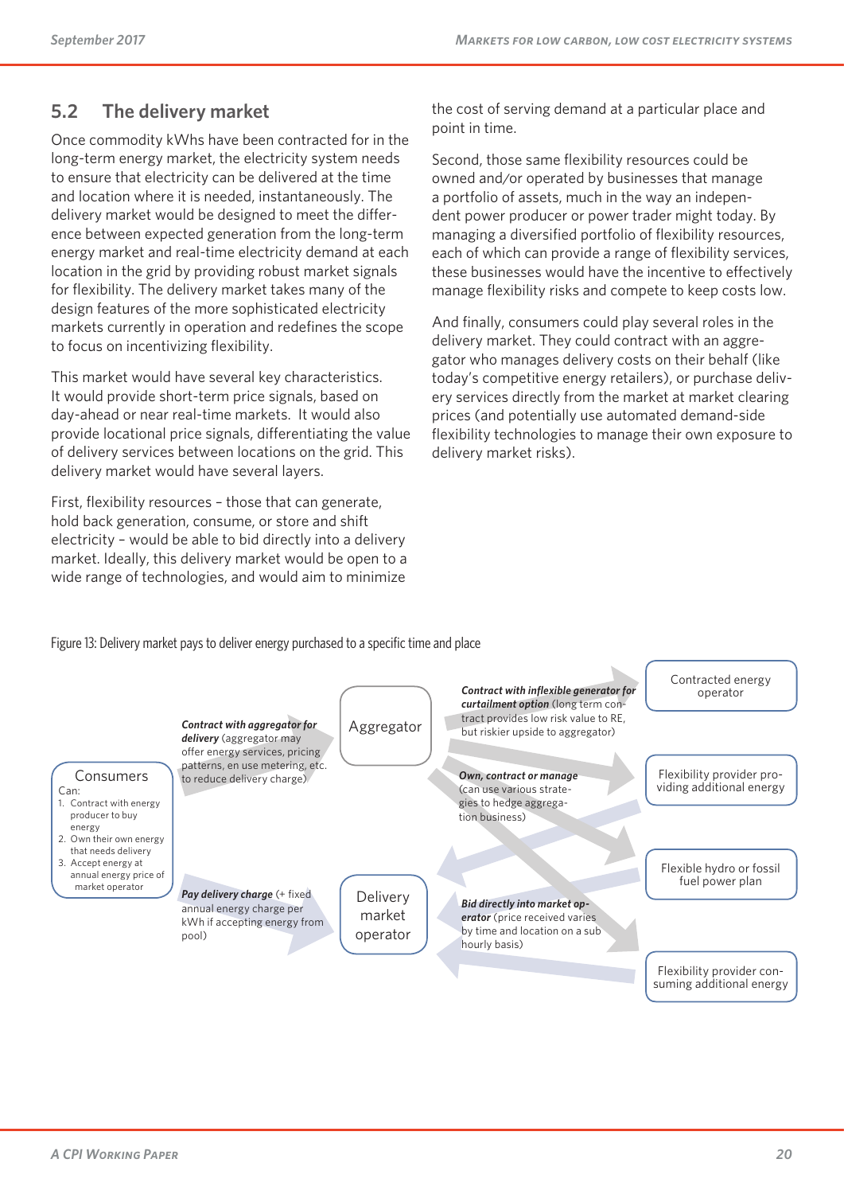## 5.2 The delivery market

Once commodity kWhs have been contracted for in the long-term energy market, the electricity system needs to ensure that electricity can be delivered at the time and location where it is needed, instantaneously. The delivery market would be designed to meet the difference between expected generation from the long-term energy market and real-time electricity demand at each location in the grid by providing robust market signals for flexibility. The delivery market takes many of the design features of the more sophisticated electricity markets currently in operation and redefines the scope to focus on incentivizing flexibility.

This market would have several key characteristics. It would provide short-term price signals, based on day-ahead or near real-time markets. It would also provide locational price signals, differentiating the value of delivery services between locations on the grid. This delivery market would have several layers.

First, flexibility resources – those that can generate, hold back generation, consume, or store and shift electricity – would be able to bid directly into a delivery market. Ideally, this delivery market would be open to a wide range of technologies, and would aim to minimize the cost of serving demand at a particular place and point in time.

Second, those same flexibility resources could be owned and/or operated by businesses that manage a portfolio of assets, much in the way an independent power producer or power trader might today. By managing a diversified portfolio of flexibility resources, each of which can provide a range of flexibility services, these businesses would have the incentive to effectively manage flexibility risks and compete to keep costs low.

And finally, consumers could play several roles in the delivery market. They could contract with an aggregator who manages delivery costs on their behalf (like today's competitive energy retailers), or purchase delivery services directly from the market at market clearing prices (and potentially use automated demand-side flexibility technologies to manage their own exposure to delivery market risks).

Figure 13: Delivery market pays to deliver energy purchased to a specific time and place

Consumers
Can:
1. Contract with energy producer to buy energy
2. Own their own energy that needs delivery
3. Accept energy at annual energy price of market operator

***Contract with aggregator for delivery*** (aggregator may offer energy services, pricing patterns, en use metering, etc. to reduce delivery charge)

***Pay delivery charge*** (+ fixed annual energy charge per kWh if accepting energy from pool)

Aggregator

Delivery market operator

***Contract with inflexible generator for curtailment option*** (long term contract provides low risk value to RE, but riskier upside to aggregator)

***Own, contract or manage*** (can use various strategies to hedge aggregation business)

***Bid directly into market operator*** (price received varies by time and location on a sub hourly basis)

Contracted energy operator

Flexibility provider providing additional energy

Flexible hydro or fossil fuel power plan

Flexibility provider consuming additional energy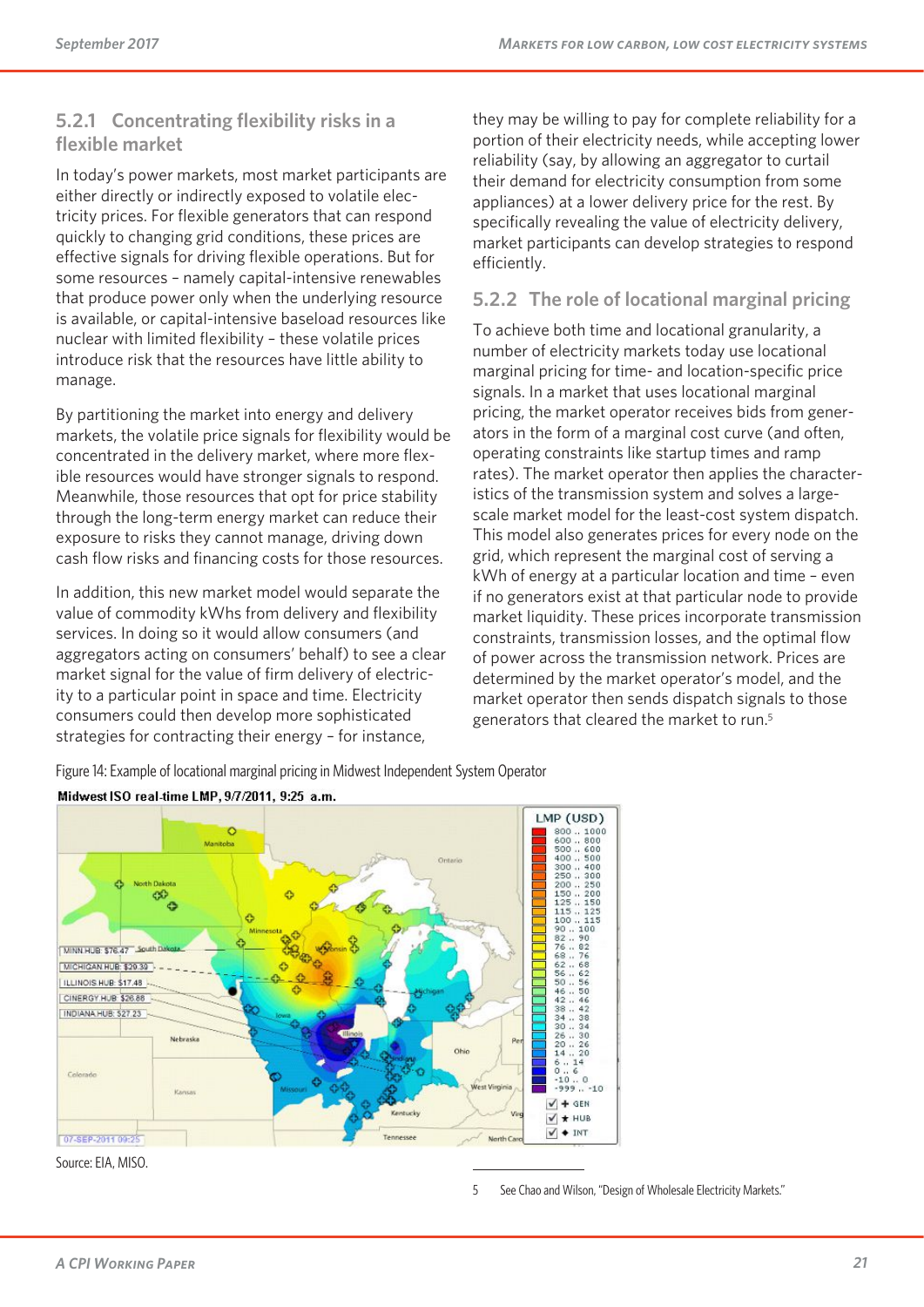### 5.2.1 Concentrating flexibility risks in a flexible market

In today's power markets, most market participants are either directly or indirectly exposed to volatile electricity prices. For flexible generators that can respond quickly to changing grid conditions, these prices are effective signals for driving flexible operations. But for some resources – namely capital-intensive renewables that produce power only when the underlying resource is available, or capital-intensive baseload resources like nuclear with limited flexibility – these volatile prices introduce risk that the resources have little ability to manage.

By partitioning the market into energy and delivery markets, the volatile price signals for flexibility would be concentrated in the delivery market, where more flexible resources would have stronger signals to respond. Meanwhile, those resources that opt for price stability through the long-term energy market can reduce their exposure to risks they cannot manage, driving down cash flow risks and financing costs for those resources.

In addition, this new market model would separate the value of commodity kWhs from delivery and flexibility services. In doing so it would allow consumers (and aggregators acting on consumers' behalf) to see a clear market signal for the value of firm delivery of electricity to a particular point in space and time. Electricity consumers could then develop more sophisticated strategies for contracting their energy – for instance, they may be willing to pay for complete reliability for a portion of their electricity needs, while accepting lower reliability (say, by allowing an aggregator to curtail their demand for electricity consumption from some appliances) at a lower delivery price for the rest. By specifically revealing the value of electricity delivery, market participants can develop strategies to respond efficiently.

### 5.2.2 The role of locational marginal pricing

To achieve both time and locational granularity, a number of electricity markets today use locational marginal pricing for time- and location-specific price signals. In a market that uses locational marginal pricing, the market operator receives bids from generators in the form of a marginal cost curve (and often, operating constraints like startup times and ramp rates). The market operator then applies the characteristics of the transmission system and solves a large-scale market model for the least-cost system dispatch. This model also generates prices for every node on the grid, which represent the marginal cost of serving a kWh of energy at a particular location and time – even if no generators exist at that particular node to provide market liquidity. These prices incorporate transmission constraints, transmission losses, and the optimal flow of power across the transmission network. Prices are determined by the market operator's model, and the market operator then sends dispatch signals to those generators that cleared the market to run.[5]

Figure 14: Example of locational marginal pricing in Midwest Independent System Operator

Source: EIA, MISO.

5 See Chao and Wilson, "Design of Wholesale Electricity Markets."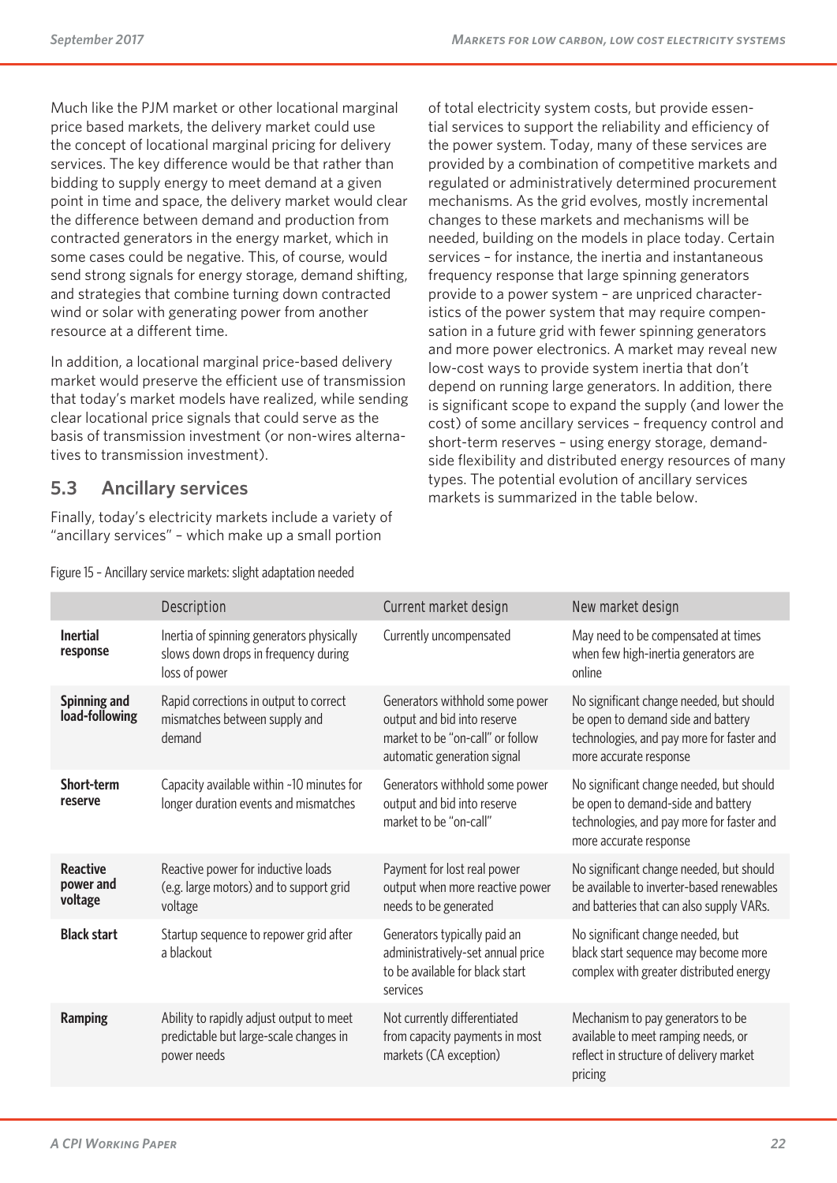Much like the PJM market or other locational marginal price based markets, the delivery market could use the concept of locational marginal pricing for delivery services. The key difference would be that rather than bidding to supply energy to meet demand at a given point in time and space, the delivery market would clear the difference between demand and production from contracted generators in the energy market, which in some cases could be negative. This, of course, would send strong signals for energy storage, demand shifting, and strategies that combine turning down contracted wind or solar with generating power from another resource at a different time.

In addition, a locational marginal price-based delivery market would preserve the efficient use of transmission that today's market models have realized, while sending clear locational price signals that could serve as the basis of transmission investment (or non-wires alternatives to transmission investment).

## 5.3 Ancillary services

Finally, today's electricity markets include a variety of "ancillary services" – which make up a small portion of total electricity system costs, but provide essential services to support the reliability and efficiency of the power system. Today, many of these services are provided by a combination of competitive markets and regulated or administratively determined procurement mechanisms. As the grid evolves, mostly incremental changes to these markets and mechanisms will be needed, building on the models in place today. Certain services – for instance, the inertia and instantaneous frequency response that large spinning generators provide to a power system – are unpriced characteristics of the power system that may require compensation in a future grid with fewer spinning generators and more power electronics. A market may reveal new low-cost ways to provide system inertia that don't depend on running large generators. In addition, there is significant scope to expand the supply (and lower the cost) of some ancillary services – frequency control and short-term reserves – using energy storage, demand-side flexibility and distributed energy resources of many types. The potential evolution of ancillary services markets is summarized in the table below.

Figure 15 – Ancillary service markets: slight adaptation needed

| | Description | Current market design | New market design |
|---|---|---|---|
| **Inertial response** | Inertia of spinning generators physically slows down drops in frequency during loss of power | Currently uncompensated | May need to be compensated at times when few high-inertia generators are online |
| **Spinning and load-following** | Rapid corrections in output to correct mismatches between supply and demand | Generators withhold some power output and bid into reserve market to be "on-call" or follow automatic generation signal | No significant change needed, but should be open to demand side and battery technologies, and pay more for faster and more accurate response |
| **Short-term reserve** | Capacity available within ~10 minutes for longer duration events and mismatches | Generators withhold some power output and bid into reserve market to be "on-call" | No significant change needed, but should be open to demand-side and battery technologies, and pay more for faster and more accurate response |
| **Reactive power and voltage** | Reactive power for inductive loads (e.g. large motors) and to support grid voltage | Payment for lost real power output when more reactive power needs to be generated | No significant change needed, but should be available to inverter-based renewables and batteries that can also supply VARs. |
| **Black start** | Startup sequence to repower grid after a blackout | Generators typically paid an administratively-set annual price to be available for black start services | No significant change needed, but black start sequence may become more complex with greater distributed energy |
| **Ramping** | Ability to rapidly adjust output to meet predictable but large-scale changes in power needs | Not currently differentiated from capacity payments in most markets (CA exception) | Mechanism to pay generators to be available to meet ramping needs, or reflect in structure of delivery market pricing |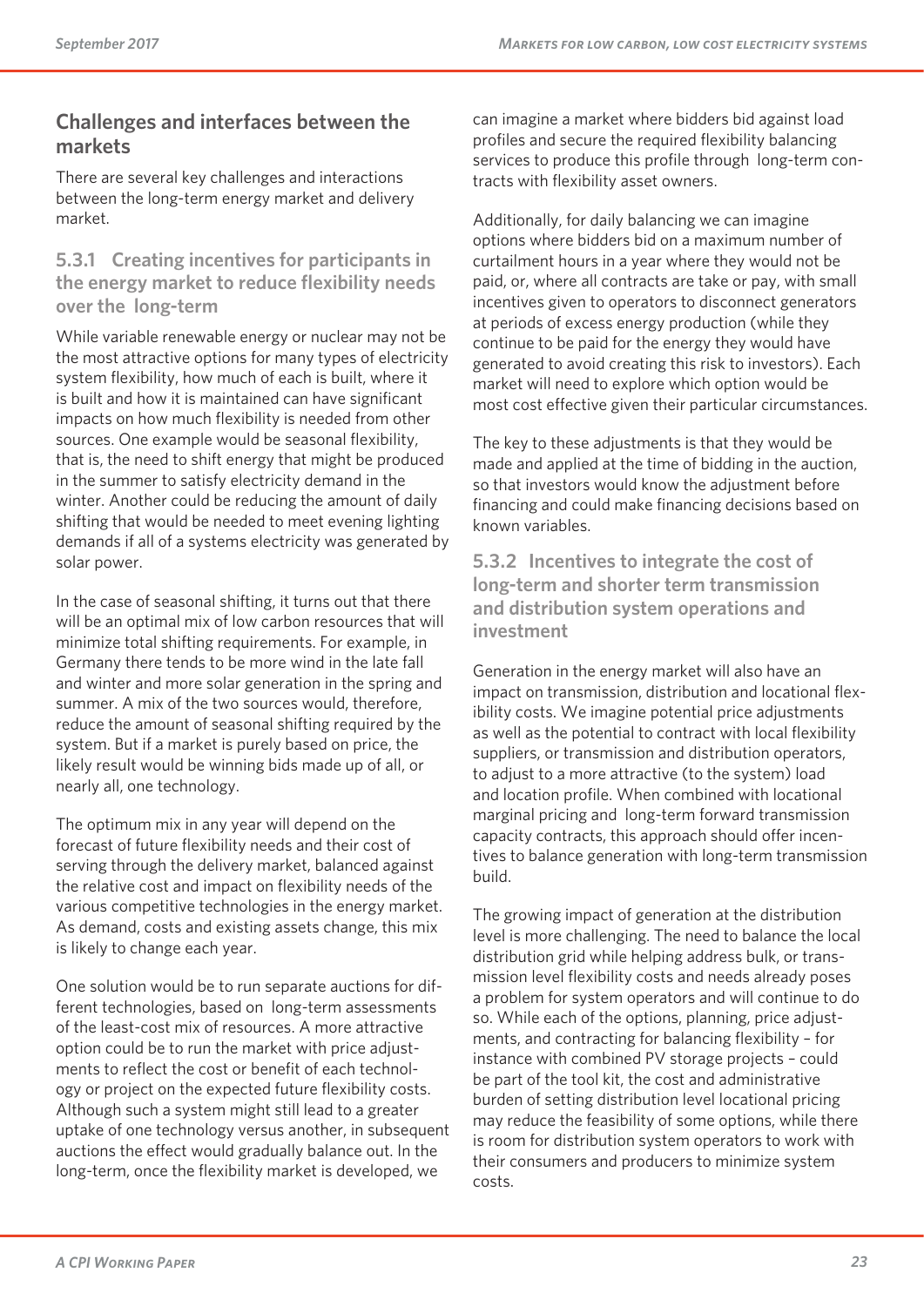## Challenges and interfaces between the markets

There are several key challenges and interactions between the long-term energy market and delivery market.

### 5.3.1 Creating incentives for participants in the energy market to reduce flexibility needs over the long-term

While variable renewable energy or nuclear may not be the most attractive options for many types of electricity system flexibility, how much of each is built, where it is built and how it is maintained can have significant impacts on how much flexibility is needed from other sources. One example would be seasonal flexibility, that is, the need to shift energy that might be produced in the summer to satisfy electricity demand in the winter. Another could be reducing the amount of daily shifting that would be needed to meet evening lighting demands if all of a systems electricity was generated by solar power.

In the case of seasonal shifting, it turns out that there will be an optimal mix of low carbon resources that will minimize total shifting requirements. For example, in Germany there tends to be more wind in the late fall and winter and more solar generation in the spring and summer. A mix of the two sources would, therefore, reduce the amount of seasonal shifting required by the system. But if a market is purely based on price, the likely result would be winning bids made up of all, or nearly all, one technology.

The optimum mix in any year will depend on the forecast of future flexibility needs and their cost of serving through the delivery market, balanced against the relative cost and impact on flexibility needs of the various competitive technologies in the energy market. As demand, costs and existing assets change, this mix is likely to change each year.

One solution would be to run separate auctions for different technologies, based on long-term assessments of the least-cost mix of resources. A more attractive option could be to run the market with price adjustments to reflect the cost or benefit of each technology or project on the expected future flexibility costs. Although such a system might still lead to a greater uptake of one technology versus another, in subsequent auctions the effect would gradually balance out. In the long-term, once the flexibility market is developed, we can imagine a market where bidders bid against load profiles and secure the required flexibility balancing services to produce this profile through long-term contracts with flexibility asset owners.

Additionally, for daily balancing we can imagine options where bidders bid on a maximum number of curtailment hours in a year where they would not be paid, or, where all contracts are take or pay, with small incentives given to operators to disconnect generators at periods of excess energy production (while they continue to be paid for the energy they would have generated to avoid creating this risk to investors). Each market will need to explore which option would be most cost effective given their particular circumstances.

The key to these adjustments is that they would be made and applied at the time of bidding in the auction, so that investors would know the adjustment before financing and could make financing decisions based on known variables.

### 5.3.2 Incentives to integrate the cost of long-term and shorter term transmission and distribution system operations and investment

Generation in the energy market will also have an impact on transmission, distribution and locational flexibility costs. We imagine potential price adjustments as well as the potential to contract with local flexibility suppliers, or transmission and distribution operators, to adjust to a more attractive (to the system) load and location profile. When combined with locational marginal pricing and long-term forward transmission capacity contracts, this approach should offer incentives to balance generation with long-term transmission build.

The growing impact of generation at the distribution level is more challenging. The need to balance the local distribution grid while helping address bulk, or transmission level flexibility costs and needs already poses a problem for system operators and will continue to do so. While each of the options, planning, price adjustments, and contracting for balancing flexibility – for instance with combined PV storage projects – could be part of the tool kit, the cost and administrative burden of setting distribution level locational pricing may reduce the feasibility of some options, while there is room for distribution system operators to work with their consumers and producers to minimize system costs.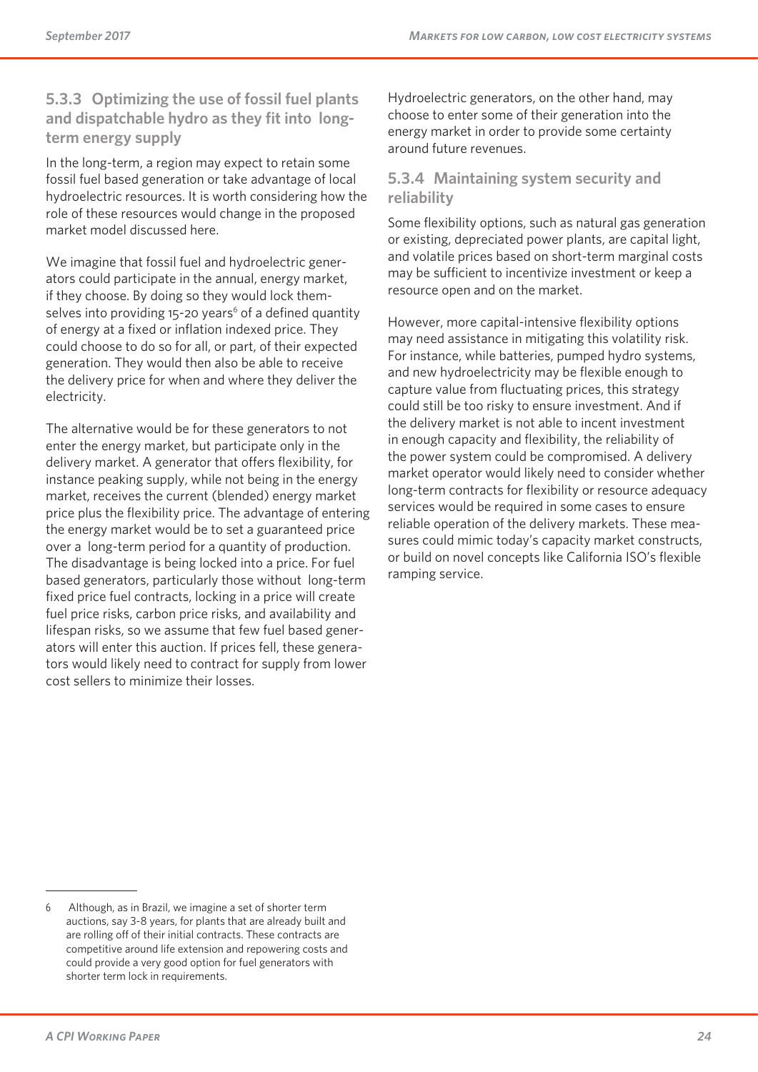### 5.3.3 Optimizing the use of fossil fuel plants and dispatchable hydro as they fit into long-term energy supply

In the long-term, a region may expect to retain some fossil fuel based generation or take advantage of local hydroelectric resources. It is worth considering how the role of these resources would change in the proposed market model discussed here.

We imagine that fossil fuel and hydroelectric generators could participate in the annual, energy market, if they choose. By doing so they would lock themselves into providing 15-20 years[6] of a defined quantity of energy at a fixed or inflation indexed price. They could choose to do so for all, or part, of their expected generation. They would then also be able to receive the delivery price for when and where they deliver the electricity.

The alternative would be for these generators to not enter the energy market, but participate only in the delivery market. A generator that offers flexibility, for instance peaking supply, while not being in the energy market, receives the current (blended) energy market price plus the flexibility price. The advantage of entering the energy market would be to set a guaranteed price over a long-term period for a quantity of production. The disadvantage is being locked into a price. For fuel based generators, particularly those without long-term fixed price fuel contracts, locking in a price will create fuel price risks, carbon price risks, and availability and lifespan risks, so we assume that few fuel based generators will enter this auction. If prices fell, these generators would likely need to contract for supply from lower cost sellers to minimize their losses.

Hydroelectric generators, on the other hand, may choose to enter some of their generation into the energy market in order to provide some certainty around future revenues.

### 5.3.4 Maintaining system security and reliability

Some flexibility options, such as natural gas generation or existing, depreciated power plants, are capital light, and volatile prices based on short-term marginal costs may be sufficient to incentivize investment or keep a resource open and on the market.

However, more capital-intensive flexibility options may need assistance in mitigating this volatility risk. For instance, while batteries, pumped hydro systems, and new hydroelectricity may be flexible enough to capture value from fluctuating prices, this strategy could still be too risky to ensure investment. And if the delivery market is not able to incent investment in enough capacity and flexibility, the reliability of the power system could be compromised. A delivery market operator would likely need to consider whether long-term contracts for flexibility or resource adequacy services would be required in some cases to ensure reliable operation of the delivery markets. These measures could mimic today's capacity market constructs, or build on novel concepts like California ISO's flexible ramping service.

---

6 Although, as in Brazil, we imagine a set of shorter term auctions, say 3-8 years, for plants that are already built and are rolling off of their initial contracts. These contracts are competitive around life extension and repowering costs and could provide a very good option for fuel generators with shorter term lock in requirements.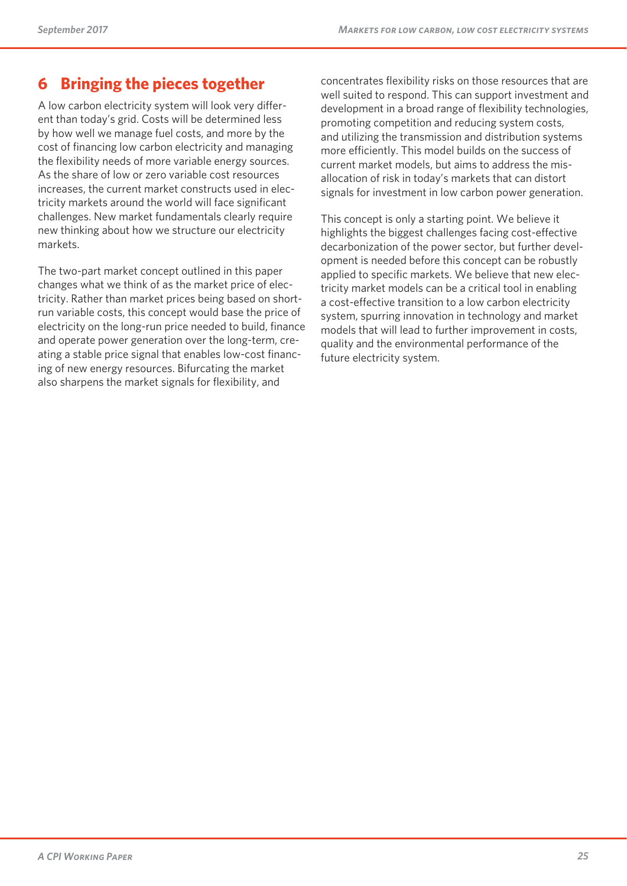# 6 Bringing the pieces together

A low carbon electricity system will look very different than today's grid. Costs will be determined less by how well we manage fuel costs, and more by the cost of financing low carbon electricity and managing the flexibility needs of more variable energy sources. As the share of low or zero variable cost resources increases, the current market constructs used in electricity markets around the world will face significant challenges. New market fundamentals clearly require new thinking about how we structure our electricity markets.

The two-part market concept outlined in this paper changes what we think of as the market price of electricity. Rather than market prices being based on short-run variable costs, this concept would base the price of electricity on the long-run price needed to build, finance and operate power generation over the long-term, creating a stable price signal that enables low-cost financing of new energy resources. Bifurcating the market also sharpens the market signals for flexibility, and concentrates flexibility risks on those resources that are well suited to respond. This can support investment and development in a broad range of flexibility technologies, promoting competition and reducing system costs, and utilizing the transmission and distribution systems more efficiently. This model builds on the success of current market models, but aims to address the misallocation of risk in today's markets that can distort signals for investment in low carbon power generation.

This concept is only a starting point. We believe it highlights the biggest challenges facing cost-effective decarbonization of the power sector, but further development is needed before this concept can be robustly applied to specific markets. We believe that new electricity market models can be a critical tool in enabling a cost-effective transition to a low carbon electricity system, spurring innovation in technology and market models that will lead to further improvement in costs, quality and the environmental performance of the future electricity system.